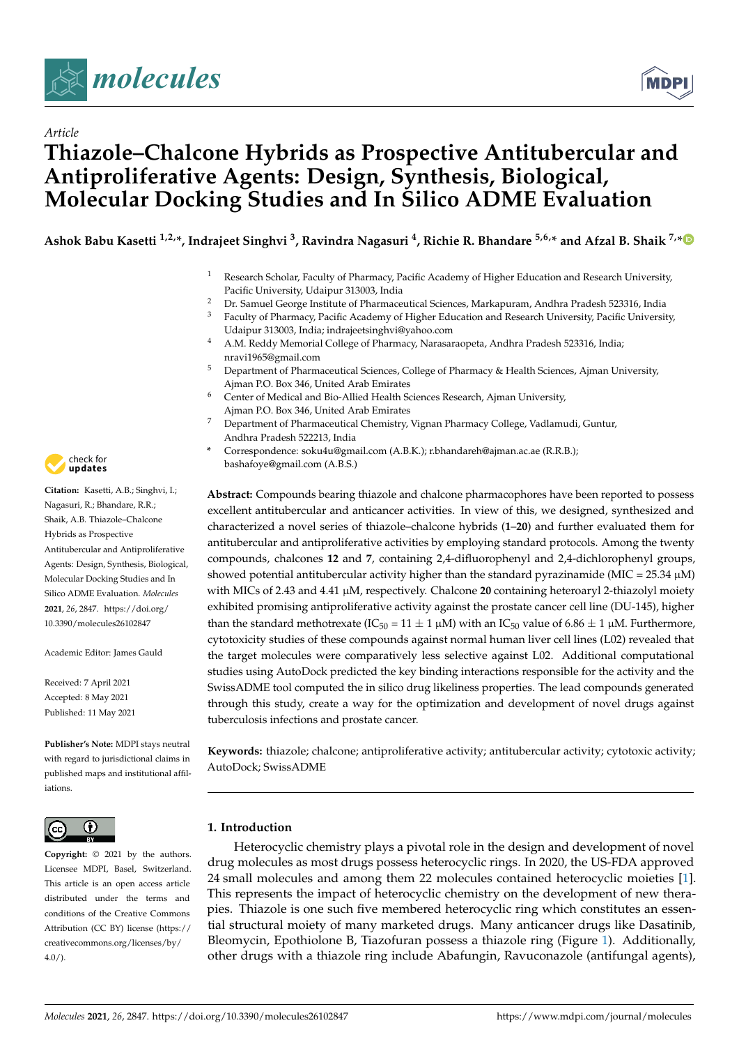*Article*

# Thiazole–Chalcone Hybrids as Prospective Antitubercular and Antiproliferative Agents: Design, Synthesis, Biological, Molecular Docking Studies and In Silico ADME Evaluation

**Ashok Babu Kasetti [1,2,*], Indrajeet Singhvi [3], Ravindra Nagasuri [4], Richie R. Bhandare [5,6,*] and Afzal B. Shaik [7,*]**

1. Research Scholar, Faculty of Pharmacy, Pacific Academy of Higher Education and Research University, Pacific University, Udaipur 313003, India
2. Dr. Samuel George Institute of Pharmaceutical Sciences, Markapuram, Andhra Pradesh 523316, India
3. Faculty of Pharmacy, Pacific Academy of Higher Education and Research University, Pacific University, Udaipur 313003, India; indrajeetsinghvi@yahoo.com
4. A.M. Reddy Memorial College of Pharmacy, Narasaraopeta, Andhra Pradesh 523316, India; nravi1965@gmail.com
5. Department of Pharmaceutical Sciences, College of Pharmacy & Health Sciences, Ajman University, Ajman P.O. Box 346, United Arab Emirates
6. Center of Medical and Bio-Allied Health Sciences Research, Ajman University, Ajman P.O. Box 346, United Arab Emirates
7. Department of Pharmaceutical Chemistry, Vignan Pharmacy College, Vadlamudi, Guntur, Andhra Pradesh 522213, India

\* Correspondence: soku4u@gmail.com (A.B.K.); r.bhandareh@ajman.ac.ae (R.R.B.); bashafoye@gmail.com (A.B.S.)

**Citation:** Kasetti, A.B.; Singhvi, I.; Nagasuri, R.; Bhandare, R.R.; Shaik, A.B. Thiazole–Chalcone Hybrids as Prospective Antitubercular and Antiproliferative Agents: Design, Synthesis, Biological, Molecular Docking Studies and In Silico ADME Evaluation. *Molecules* **2021**, *26*, 2847. https://doi.org/10.3390/molecules26102847

Academic Editor: James Gauld

Received: 7 April 2021
Accepted: 8 May 2021
Published: 11 May 2021

**Publisher's Note:** MDPI stays neutral with regard to jurisdictional claims in published maps and institutional affiliations.

**Copyright:** © 2021 by the authors. Licensee MDPI, Basel, Switzerland. This article is an open access article distributed under the terms and conditions of the Creative Commons Attribution (CC BY) license (https://creativecommons.org/licenses/by/4.0/).

**Abstract:** Compounds bearing thiazole and chalcone pharmacophores have been reported to possess excellent antitubercular and anticancer activities. In view of this, we designed, synthesized and characterized a novel series of thiazole–chalcone hybrids (**1**–**20**) and further evaluated them for antitubercular and antiproliferative activities by employing standard protocols. Among the twenty compounds, chalcones **12** and **7**, containing 2,4-difluorophenyl and 2,4-dichlorophenyl groups, showed potential antitubercular activity higher than the standard pyrazinamide (MIC = 25.34 µM) with MICs of 2.43 and 4.41 µM, respectively. Chalcone **20** containing heteroaryl 2-thiazolyl moiety exhibited promising antiproliferative activity against the prostate cancer cell line (DU-145), higher than the standard methotrexate ($IC_{50}$ = 11 ± 1 µM) with an $IC_{50}$ value of 6.86 ± 1 µM. Furthermore, cytotoxicity studies of these compounds against normal human liver cell lines (L02) revealed that the target molecules were comparatively less selective against L02. Additional computational studies using AutoDock predicted the key binding interactions responsible for the activity and the SwissADME tool computed the in silico drug likeliness properties. The lead compounds generated through this study, create a way for the optimization and development of novel drugs against tuberculosis infections and prostate cancer.

**Keywords:** thiazole; chalcone; antiproliferative activity; antitubercular activity; cytotoxic activity; AutoDock; SwissADME

## 1. Introduction

Heterocyclic chemistry plays a pivotal role in the design and development of novel drug molecules as most drugs possess heterocyclic rings. In 2020, the US-FDA approved 24 small molecules and among them 22 molecules contained heterocyclic moieties [1]. This represents the impact of heterocyclic chemistry on the development of new therapies. Thiazole is one such five membered heterocyclic ring which constitutes an essential structural moiety of many marketed drugs. Many anticancer drugs like Dasatinib, Bleomycin, Epothiolone B, Tiazofuran possess a thiazole ring (Figure 1). Additionally, other drugs with a thiazole ring include Abafungin, Ravuconazole (antifungal agents),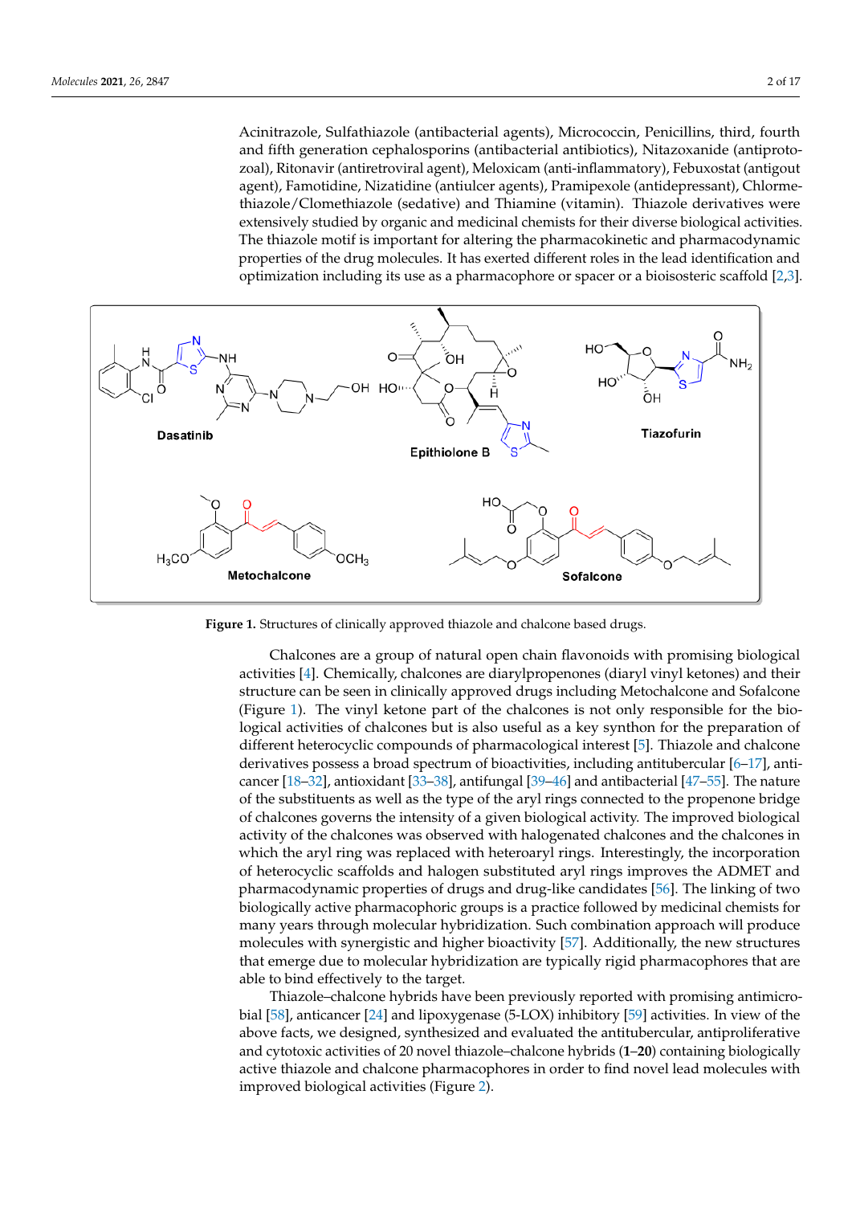Acinitrazole, Sulfathiazole (antibacterial agents), Micrococcin, Penicillins, third, fourth and fifth generation cephalosporins (antibacterial antibiotics), Nitazoxanide (antiprotozoal), Ritonavir (antiretroviral agent), Meloxicam (anti-inflammatory), Febuxostat (antigout agent), Famotidine, Nizatidine (antiulcer agents), Pramipexole (antidepressant), Chlormethiazole/Clomethiazole (sedative) and Thiamine (vitamin). Thiazole derivatives were extensively studied by organic and medicinal chemists for their diverse biological activities. The thiazole motif is important for altering the pharmacokinetic and pharmacodynamic properties of the drug molecules. It has exerted different roles in the lead identification and optimization including its use as a pharmacophore or spacer or a bioisosteric scaffold [2,3].

**Figure 1.** Structures of clinically approved thiazole and chalcone based drugs.

Chalcones are a group of natural open chain flavonoids with promising biological activities [4]. Chemically, chalcones are diarylpropenones (diaryl vinyl ketones) and their structure can be seen in clinically approved drugs including Metochalcone and Sofalcone (Figure 1). The vinyl ketone part of the chalcones is not only responsible for the biological activities of chalcones but is also useful as a key synthon for the preparation of different heterocyclic compounds of pharmacological interest [5]. Thiazole and chalcone derivatives possess a broad spectrum of bioactivities, including antitubercular [6–17], anticancer [18–32], antioxidant [33–38], antifungal [39–46] and antibacterial [47–55]. The nature of the substituents as well as the type of the aryl rings connected to the propenone bridge of chalcones governs the intensity of a given biological activity. The improved biological activity of the chalcones was observed with halogenated chalcones and the chalcones in which the aryl ring was replaced with heteroaryl rings. Interestingly, the incorporation of heterocyclic scaffolds and halogen substituted aryl rings improves the ADMET and pharmacodynamic properties of drugs and drug-like candidates [56]. The linking of two biologically active pharmacophoric groups is a practice followed by medicinal chemists for many years through molecular hybridization. Such combination approach will produce molecules with synergistic and higher bioactivity [57]. Additionally, the new structures that emerge due to molecular hybridization are typically rigid pharmacophores that are able to bind effectively to the target.

Thiazole–chalcone hybrids have been previously reported with promising antimicrobial [58], anticancer [24] and lipoxygenase (5-LOX) inhibitory [59] activities. In view of the above facts, we designed, synthesized and evaluated the antitubercular, antiproliferative and cytotoxic activities of 20 novel thiazole–chalcone hybrids (**1**–**20**) containing biologically active thiazole and chalcone pharmacophores in order to find novel lead molecules with improved biological activities (Figure 2).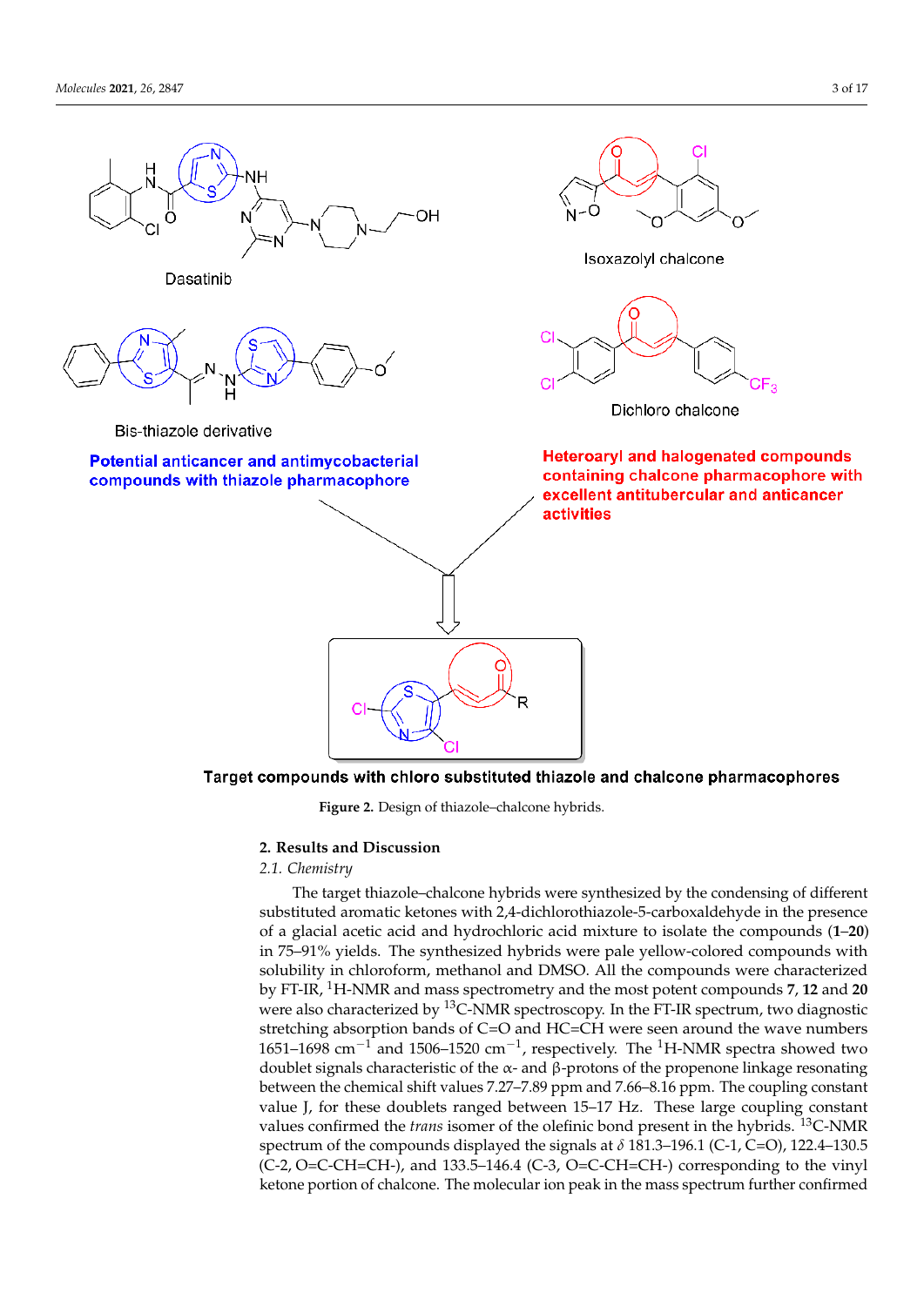Figure 2. Design of thiazole–chalcone hybrids.

## 2. Results and Discussion

### 2.1. Chemistry

The target thiazole–chalcone hybrids were synthesized by the condensing of different substituted aromatic ketones with 2,4-dichlorothiazole-5-carboxaldehyde in the presence of a glacial acetic acid and hydrochloric acid mixture to isolate the compounds (**1**–**20**) in 75–91% yields. The synthesized hybrids were pale yellow-colored compounds with solubility in chloroform, methanol and DMSO. All the compounds were characterized by FT-IR, $^{1}$H-NMR and mass spectrometry and the most potent compounds **7**, **12** and **20** were also characterized by $^{13}$C-NMR spectroscopy. In the FT-IR spectrum, two diagnostic stretching absorption bands of C=O and HC=CH were seen around the wave numbers 1651–1698 cm$^{-1}$ and 1506–1520 cm$^{-1}$, respectively. The $^{1}$H-NMR spectra showed two doublet signals characteristic of the α- and β-protons of the propenone linkage resonating between the chemical shift values 7.27–7.89 ppm and 7.66–8.16 ppm. The coupling constant value J, for these doublets ranged between 15–17 Hz. These large coupling constant values confirmed the *trans* isomer of the olefinic bond present in the hybrids. $^{13}$C-NMR spectrum of the compounds displayed the signals at δ 181.3–196.1 (C-1, C=O), 122.4–130.5 (C-2, O=C-CH=CH-), and 133.5–146.4 (C-3, O=C-CH=CH-) corresponding to the vinyl ketone portion of chalcone. The molecular ion peak in the mass spectrum further confirmed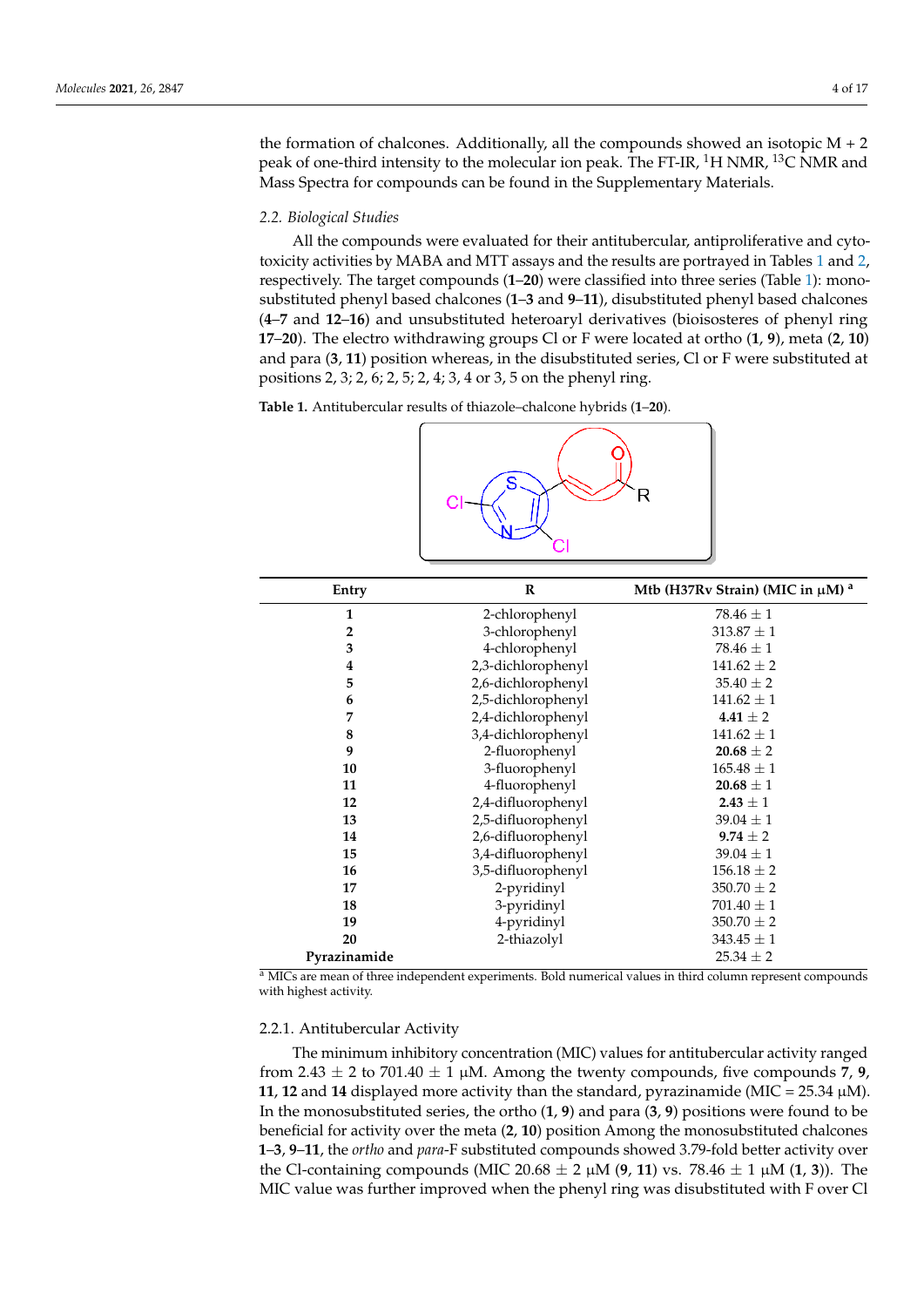the formation of chalcones. Additionally, all the compounds showed an isotopic M + 2 peak of one-third intensity to the molecular ion peak. The FT-IR, $^{1}$H NMR, $^{13}$C NMR and Mass Spectra for compounds can be found in the Supplementary Materials.

### 2.2. Biological Studies

All the compounds were evaluated for their antitubercular, antiproliferative and cytotoxicity activities by MABA and MTT assays and the results are portrayed in Tables 1 and 2, respectively. The target compounds (**1**–**20**) were classified into three series (Table 1): monosubstituted phenyl based chalcones (**1**–**3** and **9**–**11**), disubstituted phenyl based chalcones (**4**–**7** and **12**–**16**) and unsubstituted heteroaryl derivatives (bioisosteres of phenyl ring **17**–**20**). The electro withdrawing groups Cl or F were located at ortho (**1**, **9**), meta (**2**, **10**) and para (**3**, **11**) position whereas, in the disubstituted series, Cl or F were substituted at positions 2, 3; 2, 6; 2, 5; 2, 4; 3, 4 or 3, 5 on the phenyl ring.

**Table 1.** Antitubercular results of thiazole–chalcone hybrids (**1**–**20**).

| Entry | R | Mtb (H37Rv Strain) (MIC in μM) [a] |
|---|---|---|
| **1** | 2-chlorophenyl | 78.46 ± 1 |
| **2** | 3-chlorophenyl | 313.87 ± 1 |
| **3** | 4-chlorophenyl | 78.46 ± 1 |
| **4** | 2,3-dichlorophenyl | 141.62 ± 2 |
| **5** | 2,6-dichlorophenyl | 35.40 ± 2 |
| **6** | 2,5-dichlorophenyl | 141.62 ± 1 |
| **7** | 2,4-dichlorophenyl | **4.41** ± 2 |
| **8** | 3,4-dichlorophenyl | 141.62 ± 1 |
| **9** | 2-fluorophenyl | **20.68** ± 2 |
| **10** | 3-fluorophenyl | 165.48 ± 1 |
| **11** | 4-fluorophenyl | **20.68** ± 1 |
| **12** | 2,4-difluorophenyl | **2.43** ± 1 |
| **13** | 2,5-difluorophenyl | 39.04 ± 1 |
| **14** | 2,6-difluorophenyl | **9.74** ± 2 |
| **15** | 3,4-difluorophenyl | 39.04 ± 1 |
| **16** | 3,5-difluorophenyl | 156.18 ± 2 |
| **17** | 2-pyridinyl | 350.70 ± 2 |
| **18** | 3-pyridinyl | 701.40 ± 1 |
| **19** | 4-pyridinyl | 350.70 ± 2 |
| **20** | 2-thiazolyl | 343.45 ± 1 |
| **Pyrazinamide** | | 25.34 ± 2 |

[a] MICs are mean of three independent experiments. Bold numerical values in third column represent compounds with highest activity.

#### 2.2.1. Antitubercular Activity

The minimum inhibitory concentration (MIC) values for antitubercular activity ranged from 2.43 ± 2 to 701.40 ± 1 μM. Among the twenty compounds, five compounds **7**, **9**, **11**, **12** and **14** displayed more activity than the standard, pyrazinamide (MIC = 25.34 μM). In the monosubstituted series, the ortho (**1**, **9**) and para (**3**, **9**) positions were found to be beneficial for activity over the meta (**2**, **10**) position Among the monosubstituted chalcones **1**–**3**, **9**–**11**, the *ortho* and *para*-F substituted compounds showed 3.79-fold better activity over the Cl-containing compounds (MIC 20.68 ± 2 μM (**9**, **11**) vs. 78.46 ± 1 μM (**1**, **3**)). The MIC value was further improved when the phenyl ring was disubstituted with F over Cl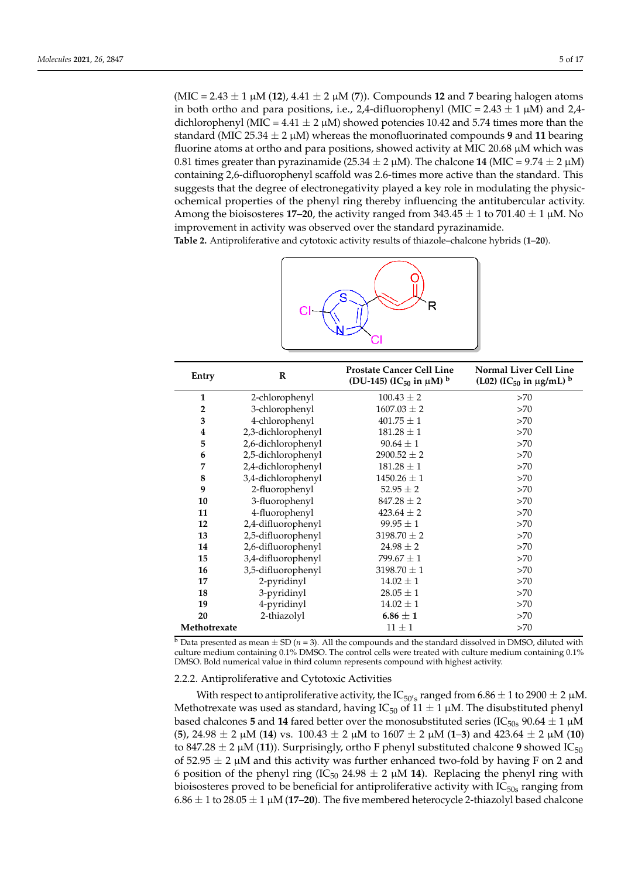(MIC = 2.43 ± 1 μM (**12**), 4.41 ± 2 μM (**7**)). Compounds **12** and **7** bearing halogen atoms in both ortho and para positions, i.e., 2,4-difluorophenyl (MIC = 2.43 ± 1 μM) and 2,4-dichlorophenyl (MIC = 4.41 ± 2 μM) showed potencies 10.42 and 5.74 times more than the standard (MIC 25.34 ± 2 μM) whereas the monofluorinated compounds **9** and **11** bearing fluorine atoms at ortho and para positions, showed activity at MIC 20.68 μM which was 0.81 times greater than pyrazinamide (25.34 ± 2 μM). The chalcone **14** (MIC = 9.74 ± 2 μM) containing 2,6-difluorophenyl scaffold was 2.6-times more active than the standard. This suggests that the degree of electronegativity played a key role in modulating the physicochemical properties of the phenyl ring thereby influencing the antitubercular activity. Among the bioisosteres **17**–**20**, the activity ranged from 343.45 ± 1 to 701.40 ± 1 μM. No improvement in activity was observed over the standard pyrazinamide.

**Table 2.** Antiproliferative and cytotoxic activity results of thiazole–chalcone hybrids (**1**–**20**).

| Entry | R | Prostate Cancer Cell Line (DU-145) ($IC_{50}$ in μM) [b] | Normal Liver Cell Line (L02) ($IC_{50}$ in μg/mL) [b] |
|---|---|---|---|
| **1** | 2-chlorophenyl | 100.43 ± 2 | >70 |
| **2** | 3-chlorophenyl | 1607.03 ± 2 | >70 |
| **3** | 4-chlorophenyl | 401.75 ± 1 | >70 |
| **4** | 2,3-dichlorophenyl | 181.28 ± 1 | >70 |
| **5** | 2,6-dichlorophenyl | 90.64 ± 1 | >70 |
| **6** | 2,5-dichlorophenyl | 2900.52 ± 2 | >70 |
| **7** | 2,4-dichlorophenyl | 181.28 ± 1 | >70 |
| **8** | 3,4-dichlorophenyl | 1450.26 ± 1 | >70 |
| **9** | 2-fluorophenyl | 52.95 ± 2 | >70 |
| **10** | 3-fluorophenyl | 847.28 ± 2 | >70 |
| **11** | 4-fluorophenyl | 423.64 ± 2 | >70 |
| **12** | 2,4-difluorophenyl | 99.95 ± 1 | >70 |
| **13** | 2,5-difluorophenyl | 3198.70 ± 2 | >70 |
| **14** | 2,6-difluorophenyl | 24.98 ± 2 | >70 |
| **15** | 3,4-difluorophenyl | 799.67 ± 1 | >70 |
| **16** | 3,5-difluorophenyl | 3198.70 ± 1 | >70 |
| **17** | 2-pyridinyl | 14.02 ± 1 | >70 |
| **18** | 3-pyridinyl | 28.05 ± 1 | >70 |
| **19** | 4-pyridinyl | 14.02 ± 1 | >70 |
| **20** | 2-thiazolyl | **6.86 ± 1** | >70 |
| **Methotrexate** | | 11 ± 1 | >70 |

[b] Data presented as mean ± SD ($n$ = 3). All the compounds and the standard dissolved in DMSO, diluted with culture medium containing 0.1% DMSO. The control cells were treated with culture medium containing 0.1% DMSO. Bold numerical value in third column represents compound with highest activity.

### 2.2.2. Antiproliferative and Cytotoxic Activities

With respect to antiproliferative activity, the $IC_{50's}$ ranged from 6.86 ± 1 to 2900 ± 2 μM. Methotrexate was used as standard, having $IC_{50}$ of 11 ± 1 μM. The disubstituted phenyl based chalcones **5** and **14** fared better over the monosubstituted series ($IC_{50s}$ 90.64 ± 1 μM (**5**), 24.98 ± 2 μM (**14**) vs. 100.43 ± 2 μM to 1607 ± 2 μM (**1**–**3**) and 423.64 ± 2 μM (**10**) to 847.28 ± 2 μM (**11**)). Surprisingly, ortho F phenyl substituted chalcone **9** showed $IC_{50}$ of 52.95 ± 2 μM and this activity was further enhanced two-fold by having F on 2 and 6 position of the phenyl ring ($IC_{50}$ 24.98 ± 2 μM **14**). Replacing the phenyl ring with bioisosteres proved to be beneficial for antiproliferative activity with $IC_{50s}$ ranging from 6.86 ± 1 to 28.05 ± 1 μM (**17**–**20**). The five membered heterocycle 2-thiazolyl based chalcone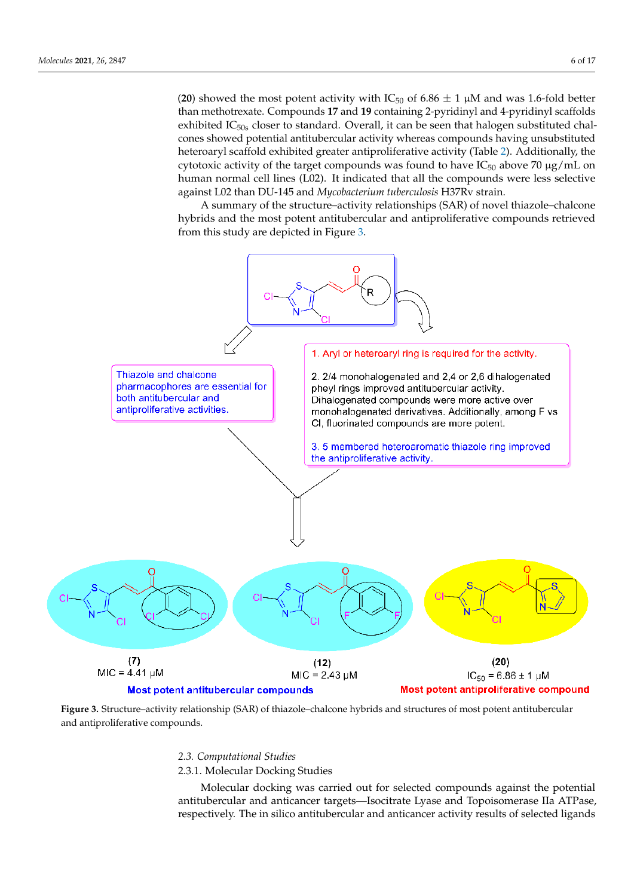(**20**) showed the most potent activity with $IC_{50}$ of 6.86 ± 1 μM and was 1.6-fold better than methotrexate. Compounds **17** and **19** containing 2-pyridinyl and 4-pyridinyl scaffolds exhibited $IC_{50s}$ closer to standard. Overall, it can be seen that halogen substituted chalcones showed potential antitubercular activity whereas compounds having unsubstituted heteroaryl scaffold exhibited greater antiproliferative activity (Table 2). Additionally, the cytotoxic activity of the target compounds was found to have $IC_{50}$ above 70 μg/mL on human normal cell lines (L02). It indicated that all the compounds were less selective against L02 than DU-145 and *Mycobacterium tuberculosis* H37Rv strain.

A summary of the structure–activity relationships (SAR) of novel thiazole–chalcone hybrids and the most potent antitubercular and antiproliferative compounds retrieved from this study are depicted in Figure 3.

**Figure 3.** Structure–activity relationship (SAR) of thiazole–chalcone hybrids and structures of most potent antitubercular and antiproliferative compounds.

### 2.3. Computational Studies

#### 2.3.1. Molecular Docking Studies

Molecular docking was carried out for selected compounds against the potential antitubercular and anticancer targets—Isocitrate Lyase and Topoisomerase IIa ATPase, respectively. The in silico antitubercular and anticancer activity results of selected ligands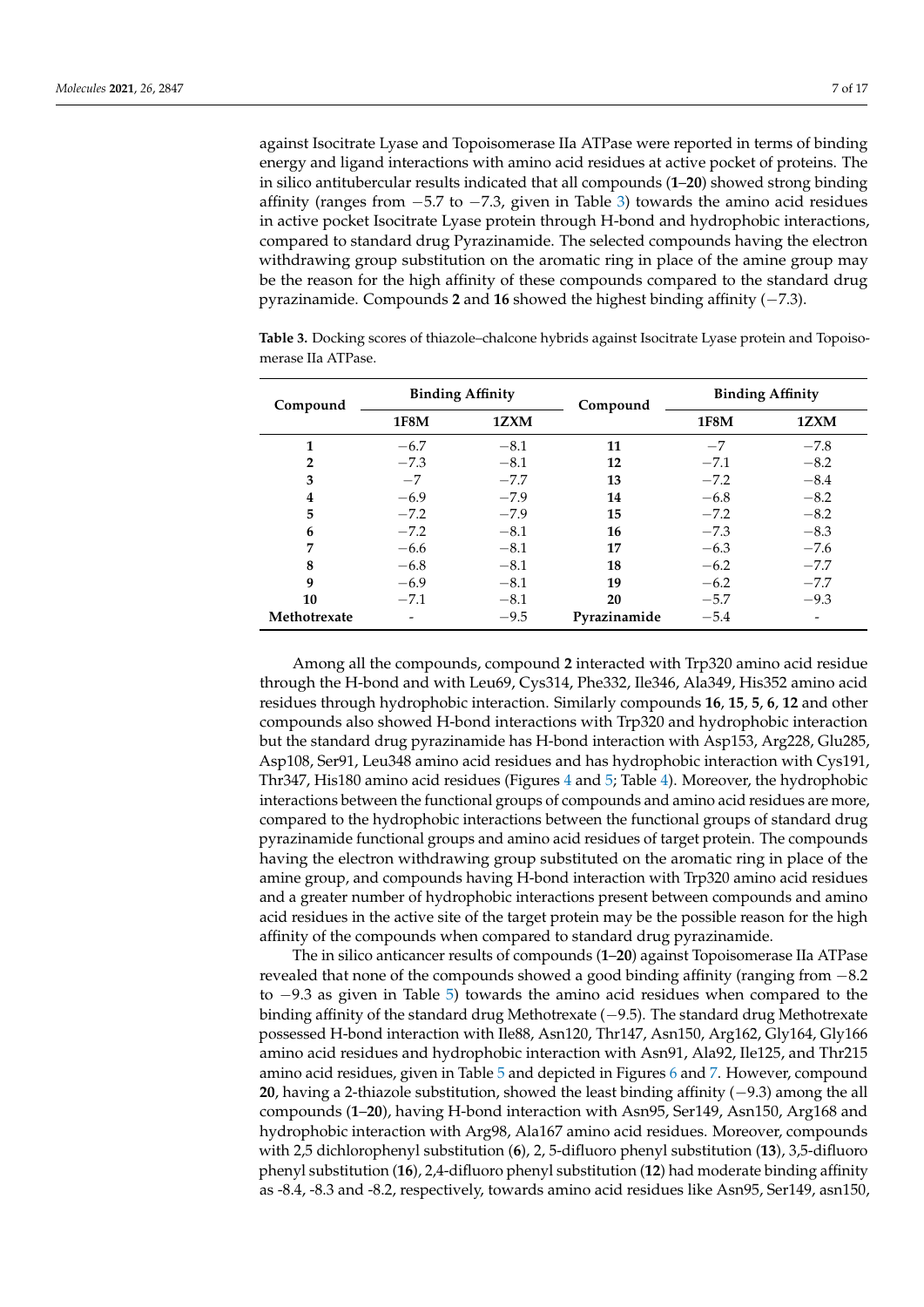against Isocitrate Lyase and Topoisomerase IIa ATPase were reported in terms of binding energy and ligand interactions with amino acid residues at active pocket of proteins. The in silico antitubercular results indicated that all compounds (**1**–**20**) showed strong binding affinity (ranges from −5.7 to −7.3, given in Table 3) towards the amino acid residues in active pocket Isocitrate Lyase protein through H-bond and hydrophobic interactions, compared to standard drug Pyrazinamide. The selected compounds having the electron withdrawing group substitution on the aromatic ring in place of the amine group may be the reason for the high affinity of these compounds compared to the standard drug pyrazinamide. Compounds **2** and **16** showed the highest binding affinity (−7.3).

**Table 3.** Docking scores of thiazole–chalcone hybrids against Isocitrate Lyase protein and Topoisomerase IIa ATPase.

| Compound | Binding Affinity | | Compound | Binding Affinity | |
|---|---|---|---|---|---|
| | 1F8M | 1ZXM | | 1F8M | 1ZXM |
| **1** | −6.7 | −8.1 | **11** | −7 | −7.8 |
| **2** | −7.3 | −8.1 | **12** | −7.1 | −8.2 |
| **3** | −7 | −7.7 | **13** | −7.2 | −8.4 |
| **4** | −6.9 | −7.9 | **14** | −6.8 | −8.2 |
| **5** | −7.2 | −7.9 | **15** | −7.2 | −8.2 |
| **6** | −7.2 | −8.1 | **16** | −7.3 | −8.3 |
| **7** | −6.6 | −8.1 | **17** | −6.3 | −7.6 |
| **8** | −6.8 | −8.1 | **18** | −6.2 | −7.7 |
| **9** | −6.9 | −8.1 | **19** | −6.2 | −7.7 |
| **10** | −7.1 | −8.1 | **20** | −5.7 | −9.3 |
| **Methotrexate** | - | −9.5 | **Pyrazinamide** | −5.4 | - |

Among all the compounds, compound **2** interacted with Trp320 amino acid residue through the H-bond and with Leu69, Cys314, Phe332, Ile346, Ala349, His352 amino acid residues through hydrophobic interaction. Similarly compounds **16**, **15**, **5**, **6**, **12** and other compounds also showed H-bond interactions with Trp320 and hydrophobic interaction but the standard drug pyrazinamide has H-bond interaction with Asp153, Arg228, Glu285, Asp108, Ser91, Leu348 amino acid residues and has hydrophobic interaction with Cys191, Thr347, His180 amino acid residues (Figures 4 and 5; Table 4). Moreover, the hydrophobic interactions between the functional groups of compounds and amino acid residues are more, compared to the hydrophobic interactions between the functional groups of standard drug pyrazinamide functional groups and amino acid residues of target protein. The compounds having the electron withdrawing group substituted on the aromatic ring in place of the amine group, and compounds having H-bond interaction with Trp320 amino acid residues and a greater number of hydrophobic interactions present between compounds and amino acid residues in the active site of the target protein may be the possible reason for the high affinity of the compounds when compared to standard drug pyrazinamide.

The in silico anticancer results of compounds (**1**–**20**) against Topoisomerase IIa ATPase revealed that none of the compounds showed a good binding affinity (ranging from −8.2 to −9.3 as given in Table 5) towards the amino acid residues when compared to the binding affinity of the standard drug Methotrexate (−9.5). The standard drug Methotrexate possessed H-bond interaction with Ile88, Asn120, Thr147, Asn150, Arg162, Gly164, Gly166 amino acid residues and hydrophobic interaction with Asn91, Ala92, Ile125, and Thr215 amino acid residues, given in Table 5 and depicted in Figures 6 and 7. However, compound **20**, having a 2-thiazole substitution, showed the least binding affinity (−9.3) among the all compounds (**1**–**20**), having H-bond interaction with Asn95, Ser149, Asn150, Arg168 and hydrophobic interaction with Arg98, Ala167 amino acid residues. Moreover, compounds with 2,5 dichlorophenyl substitution (**6**), 2, 5-difluoro phenyl substitution (**13**), 3,5-difluoro phenyl substitution (**16**), 2,4-difluoro phenyl substitution (**12**) had moderate binding affinity as -8.4, -8.3 and -8.2, respectively, towards amino acid residues like Asn95, Ser149, asn150,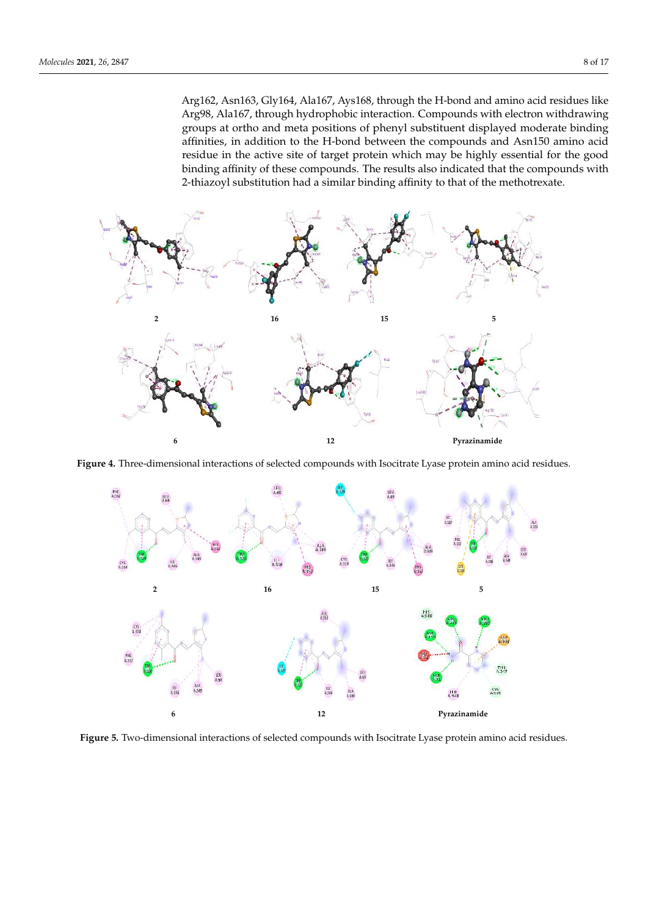Arg162, Asn163, Gly164, Ala167, Ays168, through the H-bond and amino acid residues like Arg98, Ala167, through hydrophobic interaction. Compounds with electron withdrawing groups at ortho and meta positions of phenyl substituent displayed moderate binding affinities, in addition to the H-bond between the compounds and Asn150 amino acid residue in the active site of target protein which may be highly essential for the good binding affinity of these compounds. The results also indicated that the compounds with 2-thiazoyl substitution had a similar binding affinity to that of the methotrexate.

**Figure 4.** Three-dimensional interactions of selected compounds with Isocitrate Lyase protein amino acid residues.

**Figure 5.** Two-dimensional interactions of selected compounds with Isocitrate Lyase protein amino acid residues.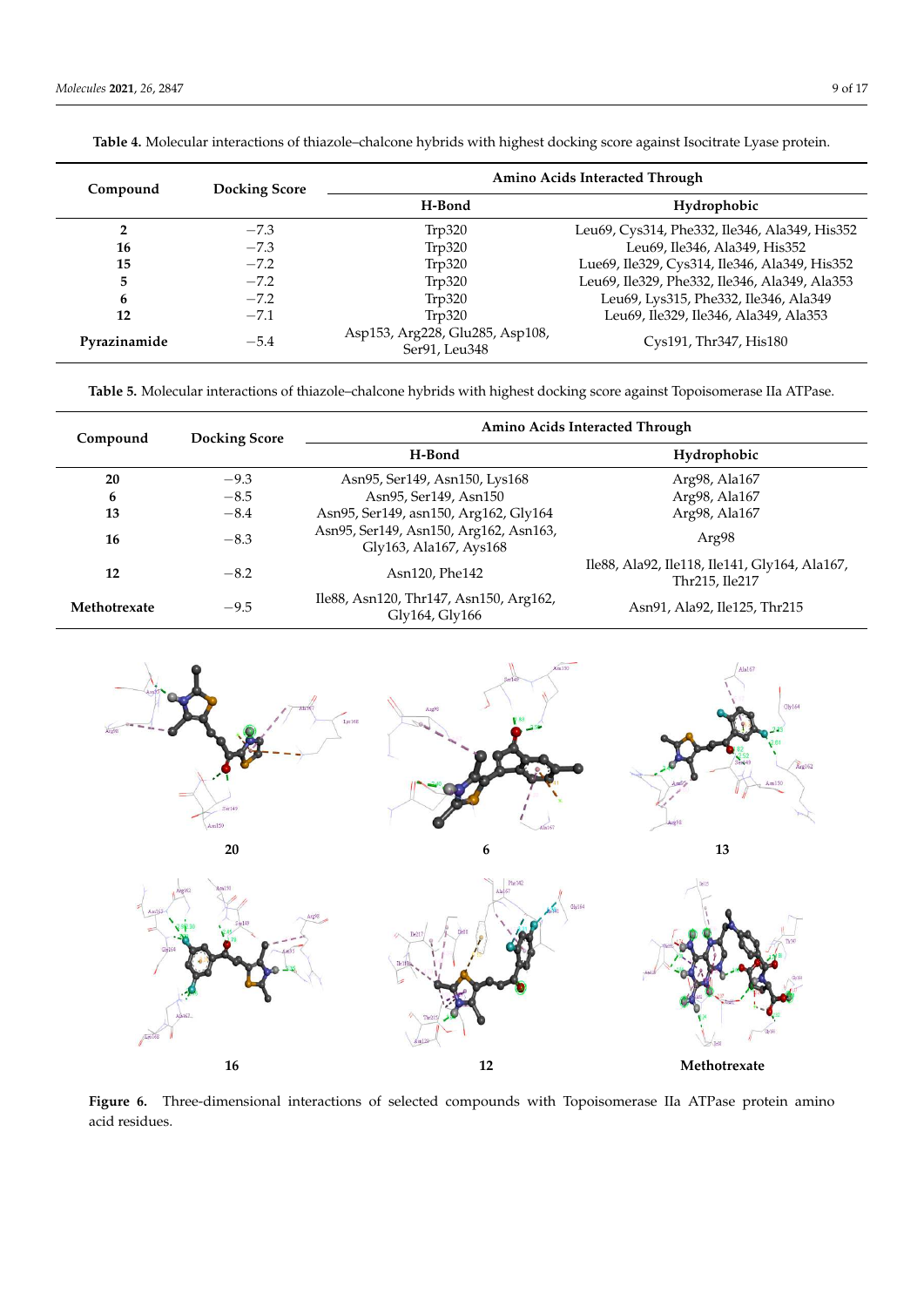**Table 4.** Molecular interactions of thiazole–chalcone hybrids with highest docking score against Isocitrate Lyase protein.

| Compound | Docking Score | Amino Acids Interacted Through | |
|---|---|---|---|
| | | H-Bond | Hydrophobic |
| **2** | −7.3 | Trp320 | Leu69, Cys314, Phe332, Ile346, Ala349, His352 |
| **16** | −7.3 | Trp320 | Leu69, Ile346, Ala349, His352 |
| **15** | −7.2 | Trp320 | Lue69, Ile329, Cys314, Ile346, Ala349, His352 |
| **5** | −7.2 | Trp320 | Leu69, Ile329, Phe332, Ile346, Ala349, Ala353 |
| **6** | −7.2 | Trp320 | Leu69, Lys315, Phe332, Ile346, Ala349 |
| **12** | −7.1 | Trp320 | Leu69, Ile329, Ile346, Ala349, Ala353 |
| **Pyrazinamide** | −5.4 | Asp153, Arg228, Glu285, Asp108, Ser91, Leu348 | Cys191, Thr347, His180 |

**Table 5.** Molecular interactions of thiazole–chalcone hybrids with highest docking score against Topoisomerase IIa ATPase.

| Compound | Docking Score | Amino Acids Interacted Through | |
|---|---|---|---|
| | | H-Bond | Hydrophobic |
| **20** | −9.3 | Asn95, Ser149, Asn150, Lys168 | Arg98, Ala167 |
| **6** | −8.5 | Asn95, Ser149, Asn150 | Arg98, Ala167 |
| **13** | −8.4 | Asn95, Ser149, asn150, Arg162, Gly164 | Arg98, Ala167 |
| **16** | −8.3 | Asn95, Ser149, Asn150, Arg162, Asn163, Gly163, Ala167, Ays168 | Arg98 |
| **12** | −8.2 | Asn120, Phe142 | Ile88, Ala92, Ile118, Ile141, Gly164, Ala167, Thr215, Ile217 |
| **Methotrexate** | −9.5 | Ile88, Asn120, Thr147, Asn150, Arg162, Gly164, Gly166 | Asn91, Ala92, Ile125, Thr215 |

**Figure 6.** Three-dimensional interactions of selected compounds with Topoisomerase IIa ATPase protein amino acid residues.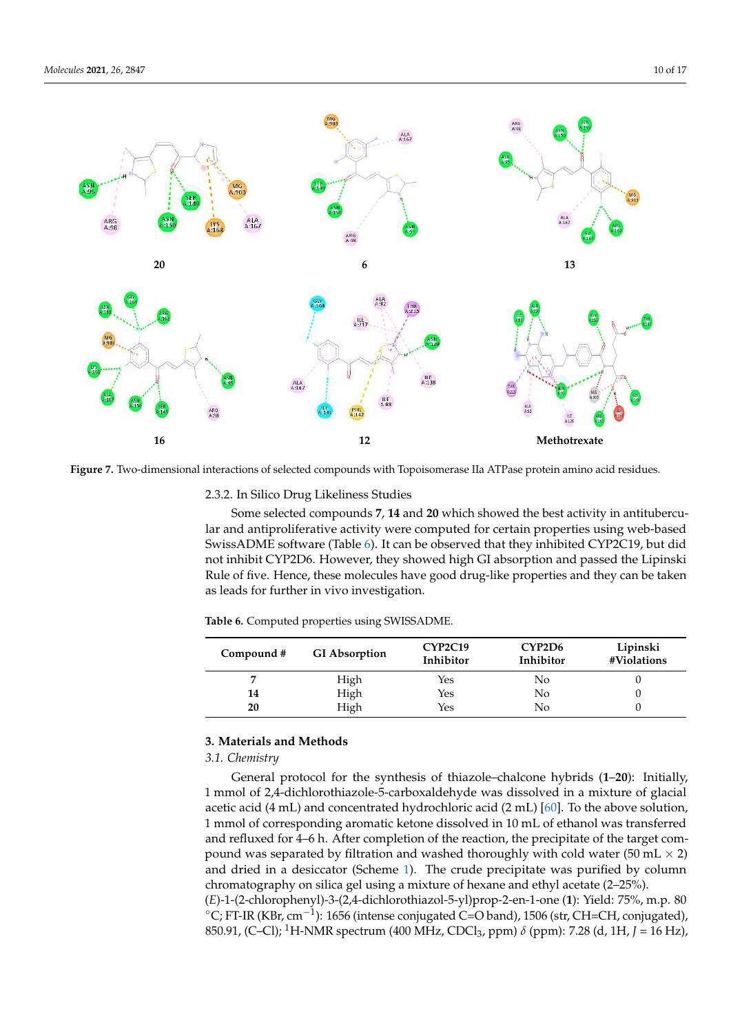**Figure 7.** Two-dimensional interactions of selected compounds with Topoisomerase IIa ATPase protein amino acid residues.

#### 2.3.2. In Silico Drug Likeliness Studies

Some selected compounds **7**, **14** and **20** which showed the best activity in antitubercular and antiproliferative activity were computed for certain properties using web-based SwissADME software (Table 6). It can be observed that they inhibited CYP2C19, but did not inhibit CYP2D6. However, they showed high GI absorption and passed the Lipinski Rule of five. Hence, these molecules have good drug-like properties and they can be taken as leads for further in vivo investigation.

**Table 6.** Computed properties using SWISSADME.

| Compound # | GI Absorption | CYP2C19 Inhibitor | CYP2D6 Inhibitor | Lipinski #Violations |
|---|---|---|---|---|
| **7** | High | Yes | No | 0 |
| **14** | High | Yes | No | 0 |
| **20** | High | Yes | No | 0 |

## 3. Materials and Methods

### *3.1. Chemistry*

General protocol for the synthesis of thiazole–chalcone hybrids (**1**–**20**): Initially, 1 mmol of 2,4-dichlorothiazole-5-carboxaldehyde was dissolved in a mixture of glacial acetic acid (4 mL) and concentrated hydrochloric acid (2 mL) [60]. To the above solution, 1 mmol of corresponding aromatic ketone dissolved in 10 mL of ethanol was transferred and refluxed for 4–6 h. After completion of the reaction, the precipitate of the target compound was separated by filtration and washed thoroughly with cold water (50 mL $\times$ 2) and dried in a desiccator (Scheme 1). The crude precipitate was purified by column chromatography on silica gel using a mixture of hexane and ethyl acetate (2–25%).

(*E*)-1-(2-chlorophenyl)-3-(2,4-dichlorothiazol-5-yl)prop-2-en-1-one (**1**): Yield: 75%, m.p. 80 °C; FT-IR (KBr, $cm^{-1}$): 1656 (intense conjugated C=O band), 1506 (str, CH=CH, conjugated), 850.91, (C–Cl); $^{1}$H-NMR spectrum (400 MHz, $CDCl_3$, ppm) $\delta$ (ppm): 7.28 (d, 1H, $J$ = 16 Hz),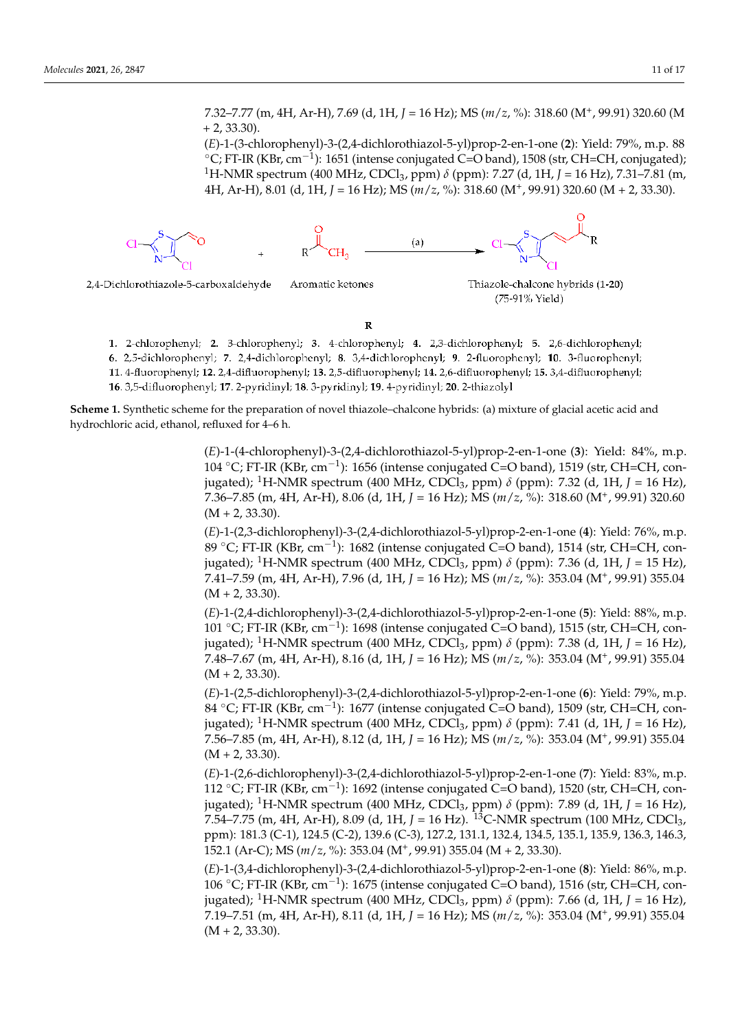7.32–7.77 (m, 4H, Ar-H), 7.69 (d, 1H, $J$ = 16 Hz); MS ($m/z$, %): 318.60 ($M^+$, 99.91) 320.60 (M + 2, 33.30).

($E$)-1-(3-chlorophenyl)-3-(2,4-dichlorothiazol-5-yl)prop-2-en-1-one (**2**): Yield: 79%, m.p. 88 °C; FT-IR (KBr, $cm^{-1}$): 1651 (intense conjugated C=O band), 1508 (str, CH=CH, conjugated); $^{1}H$-NMR spectrum (400 MHz, $CDCl_3$, ppm) $\delta$ (ppm): 7.27 (d, 1H, $J$ = 16 Hz), 7.31–7.81 (m, 4H, Ar-H), 8.01 (d, 1H, $J$ = 16 Hz); MS ($m/z$, %): 318.60 ($M^+$, 99.91) 320.60 (M + 2, 33.30).

2,4-Dichlorothiazole-5-carboxaldehyde + Aromatic ketones →(a) Thiazole-chalcone hybrids (1-20) (75-91% Yield)

**R**

**1.** 2-chlorophenyl; **2.** 3-chlorophenyl; **3.** 4-chlorophenyl; **4.** 2,3-dichlorophenyl; **5.** 2,6-dichlorophenyl; **6.** 2,5-dichlorophenyl; **7.** 2,4-dichlorophenyl; **8.** 3,4-dichlorophenyl; **9.** 2-fluorophenyl; **10.** 3-fluorophenyl; **11.** 4-fluorophenyl; **12.** 2,4-difluorophenyl; **13.** 2,5-difluorophenyl; **14.** 2,6-difluorophenyl; **15.** 3,4-difluorophenyl; **16.** 3,5-difluorophenyl; **17.** 2-pyridinyl; **18.** 3-pyridinyl; **19.** 4-pyridinyl; **20.** 2-thiazolyl

**Scheme 1.** Synthetic scheme for the preparation of novel thiazole–chalcone hybrids: (a) mixture of glacial acetic acid and hydrochloric acid, ethanol, refluxed for 4–6 h.

($E$)-1-(4-chlorophenyl)-3-(2,4-dichlorothiazol-5-yl)prop-2-en-1-one (**3**): Yield: 84%, m.p. 104 °C; FT-IR (KBr, $cm^{-1}$): 1656 (intense conjugated C=O band), 1519 (str, CH=CH, conjugated); $^{1}H$-NMR spectrum (400 MHz, $CDCl_3$, ppm) $\delta$ (ppm): 7.32 (d, 1H, $J$ = 16 Hz), 7.36–7.85 (m, 4H, Ar-H), 8.06 (d, 1H, $J$ = 16 Hz); MS ($m/z$, %): 318.60 ($M^+$, 99.91) 320.60 (M + 2, 33.30).

($E$)-1-(2,3-dichlorophenyl)-3-(2,4-dichlorothiazol-5-yl)prop-2-en-1-one (**4**): Yield: 76%, m.p. 89 °C; FT-IR (KBr, $cm^{-1}$): 1682 (intense conjugated C=O band), 1514 (str, CH=CH, conjugated); $^{1}H$-NMR spectrum (400 MHz, $CDCl_3$, ppm) $\delta$ (ppm): 7.36 (d, 1H, $J$ = 15 Hz), 7.41–7.59 (m, 4H, Ar-H), 7.96 (d, 1H, $J$ = 16 Hz); MS ($m/z$, %): 353.04 ($M^+$, 99.91) 355.04 (M + 2, 33.30).

($E$)-1-(2,4-dichlorophenyl)-3-(2,4-dichlorothiazol-5-yl)prop-2-en-1-one (**5**): Yield: 88%, m.p. 101 °C; FT-IR (KBr, $cm^{-1}$): 1698 (intense conjugated C=O band), 1515 (str, CH=CH, conjugated); $^{1}H$-NMR spectrum (400 MHz, $CDCl_3$, ppm) $\delta$ (ppm): 7.38 (d, 1H, $J$ = 16 Hz), 7.48–7.67 (m, 4H, Ar-H), 8.16 (d, 1H, $J$ = 16 Hz); MS ($m/z$, %): 353.04 ($M^+$, 99.91) 355.04 (M + 2, 33.30).

($E$)-1-(2,5-dichlorophenyl)-3-(2,4-dichlorothiazol-5-yl)prop-2-en-1-one (**6**): Yield: 79%, m.p. 84 °C; FT-IR (KBr, $cm^{-1}$): 1677 (intense conjugated C=O band), 1509 (str, CH=CH, conjugated); $^{1}H$-NMR spectrum (400 MHz, $CDCl_3$, ppm) $\delta$ (ppm): 7.41 (d, 1H, $J$ = 16 Hz), 7.56–7.85 (m, 4H, Ar-H), 8.12 (d, 1H, $J$ = 16 Hz); MS ($m/z$, %): 353.04 ($M^+$, 99.91) 355.04 (M + 2, 33.30).

($E$)-1-(2,6-dichlorophenyl)-3-(2,4-dichlorothiazol-5-yl)prop-2-en-1-one (**7**): Yield: 83%, m.p. 112 °C; FT-IR (KBr, $cm^{-1}$): 1692 (intense conjugated C=O band), 1520 (str, CH=CH, conjugated); $^{1}H$-NMR spectrum (400 MHz, $CDCl_3$, ppm) $\delta$ (ppm): 7.89 (d, 1H, $J$ = 16 Hz), 7.54–7.75 (m, 4H, Ar-H), 8.09 (d, 1H, $J$ = 16 Hz). $^{13}C$-NMR spectrum (100 MHz, $CDCl_3$, ppm): 181.3 (C-1), 124.5 (C-2), 139.6 (C-3), 127.2, 131.1, 132.4, 134.5, 135.1, 135.9, 136.3, 146.3, 152.1 (Ar-C); MS ($m/z$, %): 353.04 ($M^+$, 99.91) 355.04 (M + 2, 33.30).

($E$)-1-(3,4-dichlorophenyl)-3-(2,4-dichlorothiazol-5-yl)prop-2-en-1-one (**8**): Yield: 86%, m.p. 106 °C; FT-IR (KBr, $cm^{-1}$): 1675 (intense conjugated C=O band), 1516 (str, CH=CH, conjugated); $^{1}H$-NMR spectrum (400 MHz, $CDCl_3$, ppm) $\delta$ (ppm): 7.66 (d, 1H, $J$ = 16 Hz), 7.19–7.51 (m, 4H, Ar-H), 8.11 (d, 1H, $J$ = 16 Hz); MS ($m/z$, %): 353.04 ($M^+$, 99.91) 355.04 (M + 2, 33.30).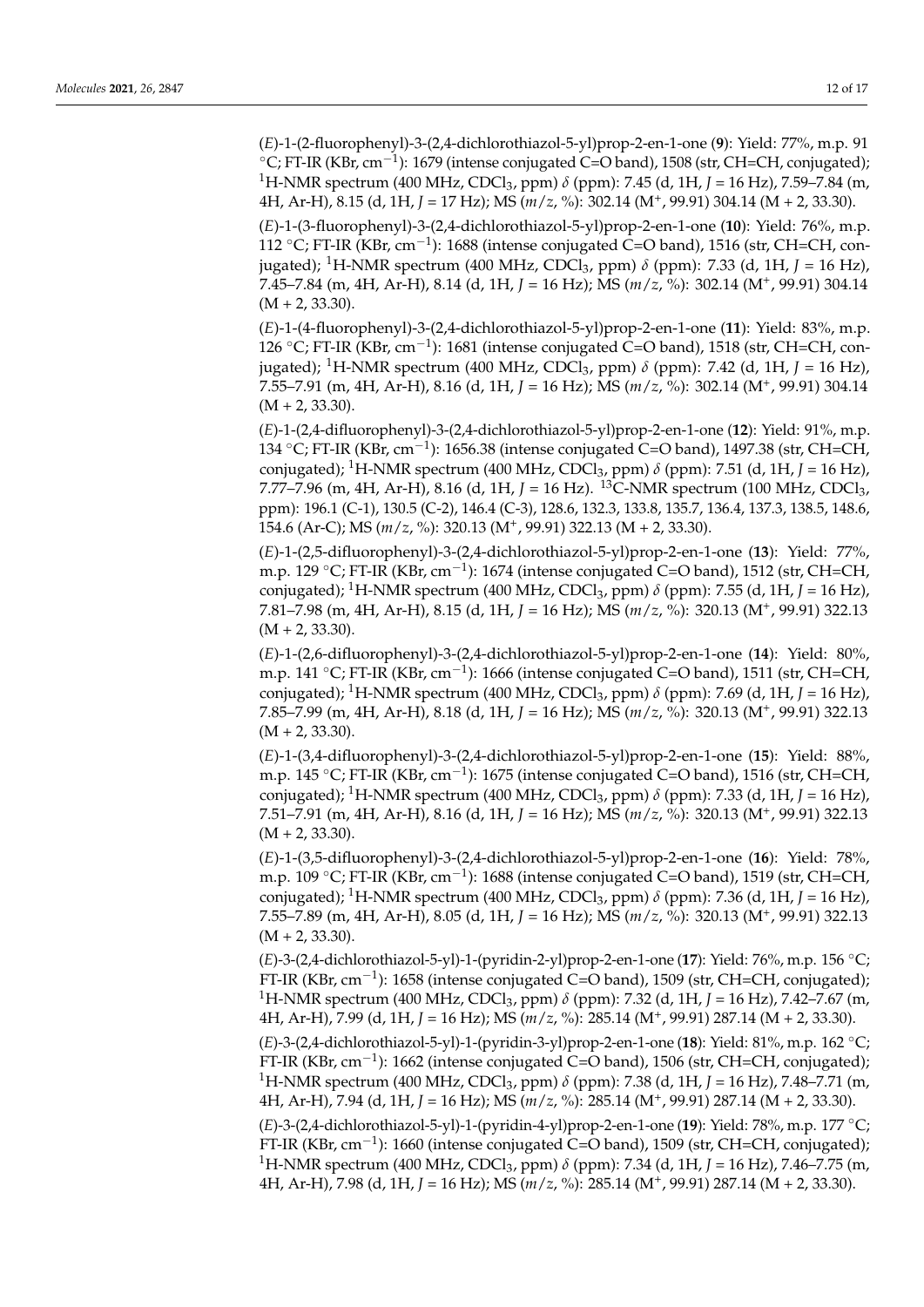(*E*)-1-(2-fluorophenyl)-3-(2,4-dichlorothiazol-5-yl)prop-2-en-1-one (**9**): Yield: 77%, m.p. 91 °C; FT-IR (KBr, $cm^{-1}$): 1679 (intense conjugated C=O band), 1508 (str, CH=CH, conjugated); $^{1}$H-NMR spectrum (400 MHz, $CDCl_3$, ppm) $\delta$ (ppm): 7.45 (d, 1H, $J$ = 16 Hz), 7.59–7.84 (m, 4H, Ar-H), 8.15 (d, 1H, $J$ = 17 Hz); MS ($m/z$, %): 302.14 ($M^+$, 99.91) 304.14 (M + 2, 33.30).

(*E*)-1-(3-fluorophenyl)-3-(2,4-dichlorothiazol-5-yl)prop-2-en-1-one (**10**): Yield: 76%, m.p. 112 °C; FT-IR (KBr, $cm^{-1}$): 1688 (intense conjugated C=O band), 1516 (str, CH=CH, conjugated); $^{1}$H-NMR spectrum (400 MHz, $CDCl_3$, ppm) $\delta$ (ppm): 7.33 (d, 1H, $J$ = 16 Hz), 7.45–7.84 (m, 4H, Ar-H), 8.14 (d, 1H, $J$ = 16 Hz); MS ($m/z$, %): 302.14 ($M^+$, 99.91) 304.14 (M + 2, 33.30).

(*E*)-1-(4-fluorophenyl)-3-(2,4-dichlorothiazol-5-yl)prop-2-en-1-one (**11**): Yield: 83%, m.p. 126 °C; FT-IR (KBr, $cm^{-1}$): 1681 (intense conjugated C=O band), 1518 (str, CH=CH, conjugated); $^{1}$H-NMR spectrum (400 MHz, $CDCl_3$, ppm) $\delta$ (ppm): 7.42 (d, 1H, $J$ = 16 Hz), 7.55–7.91 (m, 4H, Ar-H), 8.16 (d, 1H, $J$ = 16 Hz); MS ($m/z$, %): 302.14 ($M^+$, 99.91) 304.14 (M + 2, 33.30).

(*E*)-1-(2,4-difluorophenyl)-3-(2,4-dichlorothiazol-5-yl)prop-2-en-1-one (**12**): Yield: 91%, m.p. 134 °C; FT-IR (KBr, $cm^{-1}$): 1656.38 (intense conjugated C=O band), 1497.38 (str, CH=CH, conjugated); $^{1}$H-NMR spectrum (400 MHz, $CDCl_3$, ppm) $\delta$ (ppm): 7.51 (d, 1H, $J$ = 16 Hz), 7.77–7.96 (m, 4H, Ar-H), 8.16 (d, 1H, $J$ = 16 Hz). $^{13}$C-NMR spectrum (100 MHz, $CDCl_3$, ppm): 196.1 (C-1), 130.5 (C-2), 146.4 (C-3), 128.6, 132.3, 133.8, 135.7, 136.4, 137.3, 138.5, 148.6, 154.6 (Ar-C); MS ($m/z$, %): 320.13 ($M^+$, 99.91) 322.13 (M + 2, 33.30).

(*E*)-1-(2,5-difluorophenyl)-3-(2,4-dichlorothiazol-5-yl)prop-2-en-1-one (**13**): Yield: 77%, m.p. 129 °C; FT-IR (KBr, $cm^{-1}$): 1674 (intense conjugated C=O band), 1512 (str, CH=CH, conjugated); $^{1}$H-NMR spectrum (400 MHz, $CDCl_3$, ppm) $\delta$ (ppm): 7.55 (d, 1H, $J$ = 16 Hz), 7.81–7.98 (m, 4H, Ar-H), 8.15 (d, 1H, $J$ = 16 Hz); MS ($m/z$, %): 320.13 ($M^+$, 99.91) 322.13 (M + 2, 33.30).

(*E*)-1-(2,6-difluorophenyl)-3-(2,4-dichlorothiazol-5-yl)prop-2-en-1-one (**14**): Yield: 80%, m.p. 141 °C; FT-IR (KBr, $cm^{-1}$): 1666 (intense conjugated C=O band), 1511 (str, CH=CH, conjugated); $^{1}$H-NMR spectrum (400 MHz, $CDCl_3$, ppm) $\delta$ (ppm): 7.69 (d, 1H, $J$ = 16 Hz), 7.85–7.99 (m, 4H, Ar-H), 8.18 (d, 1H, $J$ = 16 Hz); MS ($m/z$, %): 320.13 ($M^+$, 99.91) 322.13 (M + 2, 33.30).

(*E*)-1-(3,4-difluorophenyl)-3-(2,4-dichlorothiazol-5-yl)prop-2-en-1-one (**15**): Yield: 88%, m.p. 145 °C; FT-IR (KBr, $cm^{-1}$): 1675 (intense conjugated C=O band), 1516 (str, CH=CH, conjugated); $^{1}$H-NMR spectrum (400 MHz, $CDCl_3$, ppm) $\delta$ (ppm): 7.33 (d, 1H, $J$ = 16 Hz), 7.51–7.91 (m, 4H, Ar-H), 8.16 (d, 1H, $J$ = 16 Hz); MS ($m/z$, %): 320.13 ($M^+$, 99.91) 322.13 (M + 2, 33.30).

(*E*)-1-(3,5-difluorophenyl)-3-(2,4-dichlorothiazol-5-yl)prop-2-en-1-one (**16**): Yield: 78%, m.p. 109 °C; FT-IR (KBr, $cm^{-1}$): 1688 (intense conjugated C=O band), 1519 (str, CH=CH, conjugated); $^{1}$H-NMR spectrum (400 MHz, $CDCl_3$, ppm) $\delta$ (ppm): 7.36 (d, 1H, $J$ = 16 Hz), 7.55–7.89 (m, 4H, Ar-H), 8.05 (d, 1H, $J$ = 16 Hz); MS ($m/z$, %): 320.13 ($M^+$, 99.91) 322.13 (M + 2, 33.30).

(*E*)-3-(2,4-dichlorothiazol-5-yl)-1-(pyridin-2-yl)prop-2-en-1-one (**17**): Yield: 76%, m.p. 156 °C; FT-IR (KBr, $cm^{-1}$): 1658 (intense conjugated C=O band), 1509 (str, CH=CH, conjugated); $^{1}$H-NMR spectrum (400 MHz, $CDCl_3$, ppm) $\delta$ (ppm): 7.32 (d, 1H, $J$ = 16 Hz), 7.42–7.67 (m, 4H, Ar-H), 7.99 (d, 1H, $J$ = 16 Hz); MS ($m/z$, %): 285.14 ($M^+$, 99.91) 287.14 (M + 2, 33.30).

(*E*)-3-(2,4-dichlorothiazol-5-yl)-1-(pyridin-3-yl)prop-2-en-1-one (**18**): Yield: 81%, m.p. 162 °C; FT-IR (KBr, $cm^{-1}$): 1662 (intense conjugated C=O band), 1506 (str, CH=CH, conjugated); $^{1}$H-NMR spectrum (400 MHz, $CDCl_3$, ppm) $\delta$ (ppm): 7.38 (d, 1H, $J$ = 16 Hz), 7.48–7.71 (m, 4H, Ar-H), 7.94 (d, 1H, $J$ = 16 Hz); MS ($m/z$, %): 285.14 ($M^+$, 99.91) 287.14 (M + 2, 33.30).

(*E*)-3-(2,4-dichlorothiazol-5-yl)-1-(pyridin-4-yl)prop-2-en-1-one (**19**): Yield: 78%, m.p. 177 °C; FT-IR (KBr, $cm^{-1}$): 1660 (intense conjugated C=O band), 1509 (str, CH=CH, conjugated); $^{1}$H-NMR spectrum (400 MHz, $CDCl_3$, ppm) $\delta$ (ppm): 7.34 (d, 1H, $J$ = 16 Hz), 7.46–7.75 (m, 4H, Ar-H), 7.98 (d, 1H, $J$ = 16 Hz); MS ($m/z$, %): 285.14 ($M^+$, 99.91) 287.14 (M + 2, 33.30).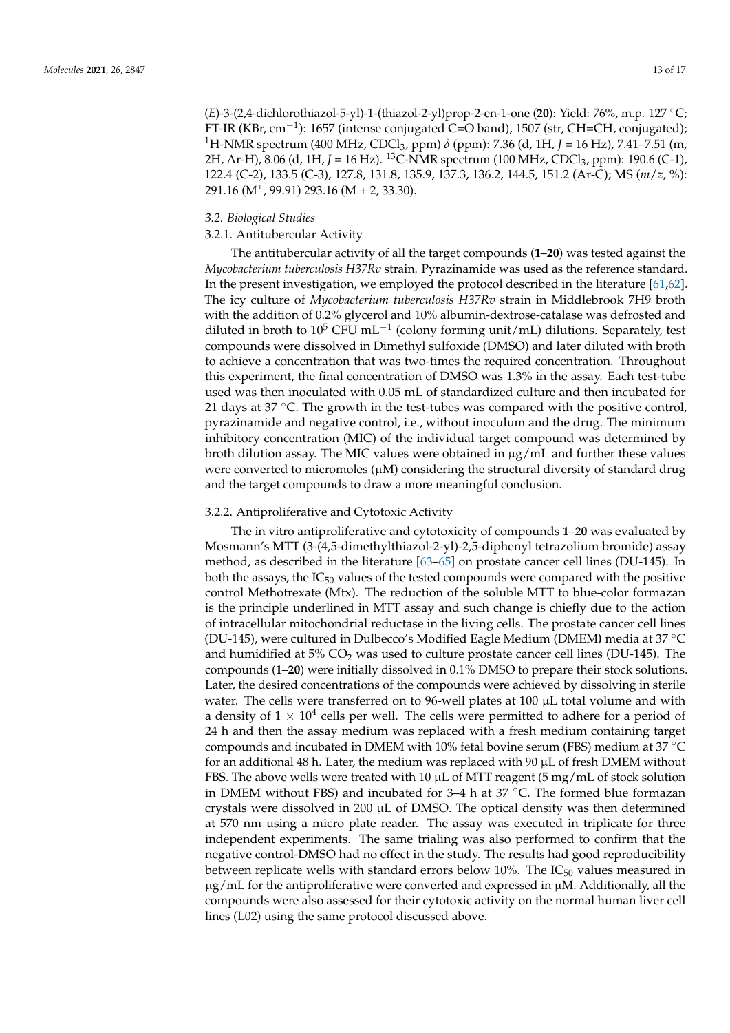(*E*)-3-(2,4-dichlorothiazol-5-yl)-1-(thiazol-2-yl)prop-2-en-1-one (**20**): Yield: 76%, m.p. 127 °C; FT-IR (KBr, $cm^{-1}$): 1657 (intense conjugated C=O band), 1507 (str, CH=CH, conjugated); $^{1}$H-NMR spectrum (400 MHz, $CDCl_3$, ppm) $\delta$ (ppm): 7.36 (d, 1H, *J* = 16 Hz), 7.41–7.51 (m, 2H, Ar-H), 8.06 (d, 1H, *J* = 16 Hz). $^{13}$C-NMR spectrum (100 MHz, $CDCl_3$, ppm): 190.6 (C-1), 122.4 (C-2), 133.5 (C-3), 127.8, 131.8, 135.9, 137.3, 136.2, 144.5, 151.2 (Ar-C); MS (*m*/*z*, %): 291.16 ($M^+$, 99.91) 293.16 (M + 2, 33.30).

### *3.2. Biological Studies*

#### 3.2.1. Antitubercular Activity

The antitubercular activity of all the target compounds (**1**–**20**) was tested against the *Mycobacterium tuberculosis H37Rv* strain. Pyrazinamide was used as the reference standard. In the present investigation, we employed the protocol described in the literature [61,62]. The icy culture of *Mycobacterium tuberculosis H37Rv* strain in Middlebrook 7H9 broth with the addition of 0.2% glycerol and 10% albumin-dextrose-catalase was defrosted and diluted in broth to $10^5$ CFU $mL^{-1}$ (colony forming unit/mL) dilutions. Separately, test compounds were dissolved in Dimethyl sulfoxide (DMSO) and later diluted with broth to achieve a concentration that was two-times the required concentration. Throughout this experiment, the final concentration of DMSO was 1.3% in the assay. Each test-tube used was then inoculated with 0.05 mL of standardized culture and then incubated for 21 days at 37 °C. The growth in the test-tubes was compared with the positive control, pyrazinamide and negative control, i.e., without inoculum and the drug. The minimum inhibitory concentration (MIC) of the individual target compound was determined by broth dilution assay. The MIC values were obtained in µg/mL and further these values were converted to micromoles (µM) considering the structural diversity of standard drug and the target compounds to draw a more meaningful conclusion.

#### 3.2.2. Antiproliferative and Cytotoxic Activity

The in vitro antiproliferative and cytotoxicity of compounds **1**–**20** was evaluated by Mosmann's MTT (3-(4,5-dimethylthiazol-2-yl)-2,5-diphenyl tetrazolium bromide) assay method, as described in the literature [63–65] on prostate cancer cell lines (DU-145). In both the assays, the $IC_{50}$ values of the tested compounds were compared with the positive control Methotrexate (Mtx). The reduction of the soluble MTT to blue-color formazan is the principle underlined in MTT assay and such change is chiefly due to the action of intracellular mitochondrial reductase in the living cells. The prostate cancer cell lines (DU-145), were cultured in Dulbecco's Modified Eagle Medium (DMEM**)** media at 37 °C and humidified at 5% $CO_2$ was used to culture prostate cancer cell lines (DU-145). The compounds (**1**–**20**) were initially dissolved in 0.1% DMSO to prepare their stock solutions. Later, the desired concentrations of the compounds were achieved by dissolving in sterile water. The cells were transferred on to 96-well plates at 100 µL total volume and with a density of $1 \times 10^4$ cells per well. The cells were permitted to adhere for a period of 24 h and then the assay medium was replaced with a fresh medium containing target compounds and incubated in DMEM with 10% fetal bovine serum (FBS) medium at 37 °C for an additional 48 h. Later, the medium was replaced with 90 µL of fresh DMEM without FBS. The above wells were treated with 10 µL of MTT reagent (5 mg/mL of stock solution in DMEM without FBS) and incubated for 3–4 h at 37 °C. The formed blue formazan crystals were dissolved in 200 µL of DMSO. The optical density was then determined at 570 nm using a micro plate reader. The assay was executed in triplicate for three independent experiments. The same trialing was also performed to confirm that the negative control-DMSO had no effect in the study. The results had good reproducibility between replicate wells with standard errors below 10%. The $IC_{50}$ values measured in µg/mL for the antiproliferative were converted and expressed in µM. Additionally, all the compounds were also assessed for their cytotoxic activity on the normal human liver cell lines (L02) using the same protocol discussed above.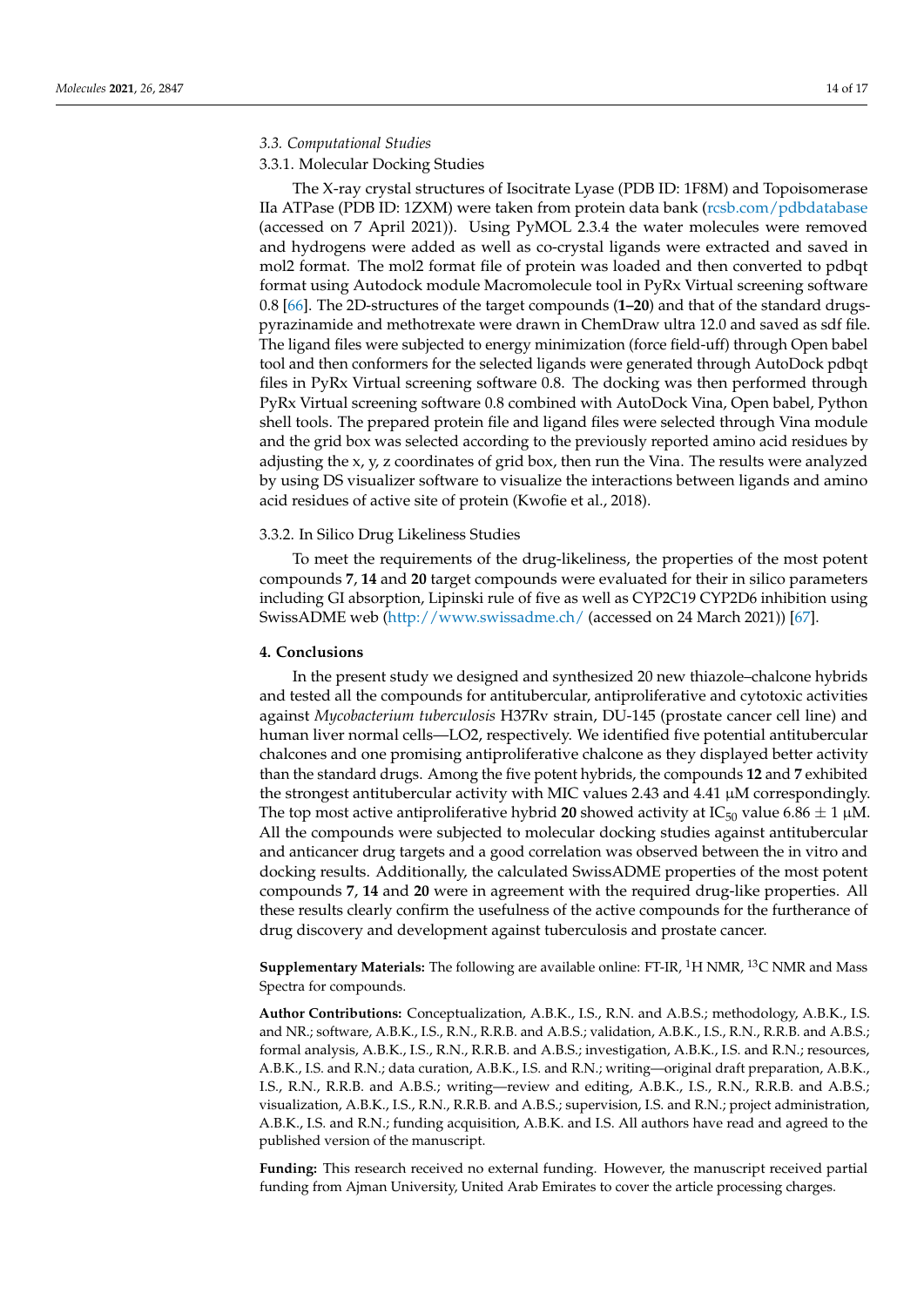### 3.3. Computational Studies

#### 3.3.1. Molecular Docking Studies

The X-ray crystal structures of Isocitrate Lyase (PDB ID: 1F8M) and Topoisomerase IIa ATPase (PDB ID: 1ZXM) were taken from protein data bank (rcsb.com/pdbdatabase (accessed on 7 April 2021)). Using PyMOL 2.3.4 the water molecules were removed and hydrogens were added as well as co-crystal ligands were extracted and saved in mol2 format. The mol2 format file of protein was loaded and then converted to pdbqt format using Autodock module Macromolecule tool in PyRx Virtual screening software 0.8 [66]. The 2D-structures of the target compounds (**1–20**) and that of the standard drugs-pyrazinamide and methotrexate were drawn in ChemDraw ultra 12.0 and saved as sdf file. The ligand files were subjected to energy minimization (force field-uff) through Open babel tool and then conformers for the selected ligands were generated through AutoDock pdbqt files in PyRx Virtual screening software 0.8. The docking was then performed through PyRx Virtual screening software 0.8 combined with AutoDock Vina, Open babel, Python shell tools. The prepared protein file and ligand files were selected through Vina module and the grid box was selected according to the previously reported amino acid residues by adjusting the x, y, z coordinates of grid box, then run the Vina. The results were analyzed by using DS visualizer software to visualize the interactions between ligands and amino acid residues of active site of protein (Kwofie et al., 2018).

#### 3.3.2. In Silico Drug Likeliness Studies

To meet the requirements of the drug-likeliness, the properties of the most potent compounds **7**, **14** and **20** target compounds were evaluated for their in silico parameters including GI absorption, Lipinski rule of five as well as CYP2C19 CYP2D6 inhibition using SwissADME web (http://www.swissadme.ch/ (accessed on 24 March 2021)) [67].

## 4. Conclusions

In the present study we designed and synthesized 20 new thiazole–chalcone hybrids and tested all the compounds for antitubercular, antiproliferative and cytotoxic activities against *Mycobacterium tuberculosis* H37Rv strain, DU-145 (prostate cancer cell line) and human liver normal cells—LO2, respectively. We identified five potential antitubercular chalcones and one promising antiproliferative chalcone as they displayed better activity than the standard drugs. Among the five potent hybrids, the compounds **12** and **7** exhibited the strongest antitubercular activity with MIC values 2.43 and 4.41 μM correspondingly. The top most active antiproliferative hybrid **20** showed activity at $IC_{50}$ value $6.86 \pm 1$ μM. All the compounds were subjected to molecular docking studies against antitubercular and anticancer drug targets and a good correlation was observed between the in vitro and docking results. Additionally, the calculated SwissADME properties of the most potent compounds **7**, **14** and **20** were in agreement with the required drug-like properties. All these results clearly confirm the usefulness of the active compounds for the furtherance of drug discovery and development against tuberculosis and prostate cancer.

**Supplementary Materials:** The following are available online: FT-IR, $^{1}$H NMR, $^{13}$C NMR and Mass Spectra for compounds.

**Author Contributions:** Conceptualization, A.B.K., I.S., R.N. and A.B.S.; methodology, A.B.K., I.S. and NR.; software, A.B.K., I.S., R.N., R.R.B. and A.B.S.; validation, A.B.K., I.S., R.N., R.R.B. and A.B.S.; formal analysis, A.B.K., I.S., R.N., R.R.B. and A.B.S.; investigation, A.B.K., I.S. and R.N.; resources, A.B.K., I.S. and R.N.; data curation, A.B.K., I.S. and R.N.; writing—original draft preparation, A.B.K., I.S., R.N., R.R.B. and A.B.S.; writing—review and editing, A.B.K., I.S., R.N., R.R.B. and A.B.S.; visualization, A.B.K., I.S., R.N., R.R.B. and A.B.S.; supervision, I.S. and R.N.; project administration, A.B.K., I.S. and R.N.; funding acquisition, A.B.K. and I.S. All authors have read and agreed to the published version of the manuscript.

**Funding:** This research received no external funding. However, the manuscript received partial funding from Ajman University, United Arab Emirates to cover the article processing charges.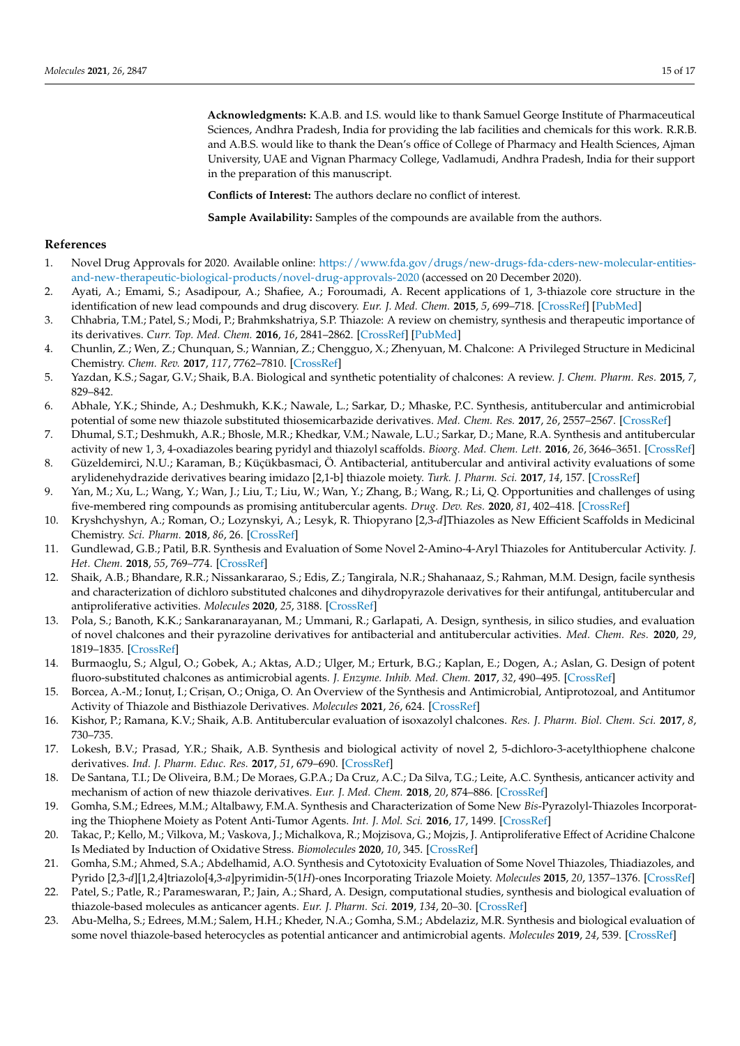**Acknowledgments:** K.A.B. and I.S. would like to thank Samuel George Institute of Pharmaceutical Sciences, Andhra Pradesh, India for providing the lab facilities and chemicals for this work. R.R.B. and A.B.S. would like to thank the Dean's office of College of Pharmacy and Health Sciences, Ajman University, UAE and Vignan Pharmacy College, Vadlamudi, Andhra Pradesh, India for their support in the preparation of this manuscript.

**Conflicts of Interest:** The authors declare no conflict of interest.

**Sample Availability:** Samples of the compounds are available from the authors.

## References

1. Novel Drug Approvals for 2020. Available online: https://www.fda.gov/drugs/new-drugs-fda-cders-new-molecular-entities-and-new-therapeutic-biological-products/novel-drug-approvals-2020 (accessed on 20 December 2020).
2. Ayati, A.; Emami, S.; Asadipour, A.; Shafiee, A.; Foroumadi, A. Recent applications of 1, 3-thiazole core structure in the identification of new lead compounds and drug discovery. *Eur. J. Med. Chem.* **2015**, *5*, 699–718. [CrossRef] [PubMed]
3. Chhabria, T.M.; Patel, S.; Modi, P.; Brahmkshatriya, S.P. Thiazole: A review on chemistry, synthesis and therapeutic importance of its derivatives. *Curr. Top. Med. Chem.* **2016**, *16*, 2841–2862. [CrossRef] [PubMed]
4. Chunlin, Z.; Wen, Z.; Chunquan, S.; Wannian, Z.; Chengguo, X.; Zhenyuan, M. Chalcone: A Privileged Structure in Medicinal Chemistry. *Chem. Rev.* **2017**, *117*, 7762–7810. [CrossRef]
5. Yazdan, K.S.; Sagar, G.V.; Shaik, B.A. Biological and synthetic potentiality of chalcones: A review. *J. Chem. Pharm. Res.* **2015**, *7*, 829–842.
6. Abhale, Y.K.; Shinde, A.; Deshmukh, K.K.; Nawale, L.; Sarkar, D.; Mhaske, P.C. Synthesis, antitubercular and antimicrobial potential of some new thiazole substituted thiosemicarbazide derivatives. *Med. Chem. Res.* **2017**, *26*, 2557–2567. [CrossRef]
7. Dhumal, S.T.; Deshmukh, A.R.; Bhosle, M.R.; Khedkar, V.M.; Nawale, L.U.; Sarkar, D.; Mane, R.A. Synthesis and antitubercular activity of new 1, 3, 4-oxadiazoles bearing pyridyl and thiazolyl scaffolds. *Bioorg. Med. Chem. Lett.* **2016**, *26*, 3646–3651. [CrossRef]
8. Güzeldemirci, N.U.; Karaman, B.; Küçükbasmaci, Ö. Antibacterial, antitubercular and antiviral activity evaluations of some arylidenehydrazide derivatives bearing imidazo [2,1-b] thiazole moiety. *Turk. J. Pharm. Sci.* **2017**, *14*, 157. [CrossRef]
9. Yan, M.; Xu, L.; Wang, Y.; Wan, J.; Liu, T.; Liu, W.; Wan, Y.; Zhang, B.; Wang, R.; Li, Q. Opportunities and challenges of using five-membered ring compounds as promising antitubercular agents. *Drug. Dev. Res.* **2020**, *81*, 402–418. [CrossRef]
10. Kryshchyshyn, A.; Roman, O.; Lozynskyi, A.; Lesyk, R. Thiopyrano [2,3-*d*]Thiazoles as New Efficient Scaffolds in Medicinal Chemistry. *Sci. Pharm.* **2018**, *86*, 26. [CrossRef]
11. Gundlewad, G.B.; Patil, B.R. Synthesis and Evaluation of Some Novel 2-Amino-4-Aryl Thiazoles for Antitubercular Activity. *J. Het. Chem.* **2018**, *55*, 769–774. [CrossRef]
12. Shaik, A.B.; Bhandare, R.R.; Nissankararao, S.; Edis, Z.; Tangirala, N.R.; Shahanaaz, S.; Rahman, M.M. Design, facile synthesis and characterization of dichloro substituted chalcones and dihydropyrazole derivatives for their antifungal, antitubercular and antiproliferative activities. *Molecules* **2020**, *25*, 3188. [CrossRef]
13. Pola, S.; Banoth, K.K.; Sankaranarayanan, M.; Ummani, R.; Garlapati, A. Design, synthesis, in silico studies, and evaluation of novel chalcones and their pyrazoline derivatives for antibacterial and antitubercular activities. *Med. Chem. Res.* **2020**, *29*, 1819–1835. [CrossRef]
14. Burmaoglu, S.; Algul, O.; Gobek, A.; Aktas, A.D.; Ulger, M.; Erturk, B.G.; Kaplan, E.; Dogen, A.; Aslan, G. Design of potent fluoro-substituted chalcones as antimicrobial agents. *J. Enzyme. Inhib. Med. Chem.* **2017**, *32*, 490–495. [CrossRef]
15. Borcea, A.-M.; Ionuț, I.; Crișan, O.; Oniga, O. An Overview of the Synthesis and Antimicrobial, Antiprotozoal, and Antitumor Activity of Thiazole and Bisthiazole Derivatives. *Molecules* **2021**, *26*, 624. [CrossRef]
16. Kishor, P.; Ramana, K.V.; Shaik, A.B. Antitubercular evaluation of isoxazolyl chalcones. *Res. J. Pharm. Biol. Chem. Sci.* **2017**, *8*, 730–735.
17. Lokesh, B.V.; Prasad, Y.R.; Shaik, A.B. Synthesis and biological activity of novel 2, 5-dichloro-3-acetylthiophene chalcone derivatives. *Ind. J. Pharm. Educ. Res.* **2017**, *51*, 679–690. [CrossRef]
18. De Santana, T.I.; De Oliveira, B.M.; De Moraes, G.P.A.; Da Cruz, A.C.; Da Silva, T.G.; Leite, A.C. Synthesis, anticancer activity and mechanism of action of new thiazole derivatives. *Eur. J. Med. Chem.* **2018**, *20*, 874–886. [CrossRef]
19. Gomha, S.M.; Edrees, M.M.; Altalbawy, F.M.A. Synthesis and Characterization of Some New *Bis*-Pyrazolyl-Thiazoles Incorporating the Thiophene Moiety as Potent Anti-Tumor Agents. *Int. J. Mol. Sci.* **2016**, *17*, 1499. [CrossRef]
20. Takac, P.; Kello, M.; Vilkova, M.; Vaskova, J.; Michalkova, R.; Mojzisova, G.; Mojzis, J. Antiproliferative Effect of Acridine Chalcone Is Mediated by Induction of Oxidative Stress. *Biomolecules* **2020**, *10*, 345. [CrossRef]
21. Gomha, S.M.; Ahmed, S.A.; Abdelhamid, A.O. Synthesis and Cytotoxicity Evaluation of Some Novel Thiazoles, Thiadiazoles, and Pyrido [2,3-*d*][1,2,4]triazolo[4,3-*a*]pyrimidin-5(1*H*)-ones Incorporating Triazole Moiety. *Molecules* **2015**, *20*, 1357–1376. [CrossRef]
22. Patel, S.; Patle, R.; Parameswaran, P.; Jain, A.; Shard, A. Design, computational studies, synthesis and biological evaluation of thiazole-based molecules as anticancer agents. *Eur. J. Pharm. Sci.* **2019**, *134*, 20–30. [CrossRef]
23. Abu-Melha, S.; Edrees, M.M.; Salem, H.H.; Kheder, N.A.; Gomha, S.M.; Abdelaziz, M.R. Synthesis and biological evaluation of some novel thiazole-based heterocycles as potential anticancer and antimicrobial agents. *Molecules* **2019**, *24*, 539. [CrossRef]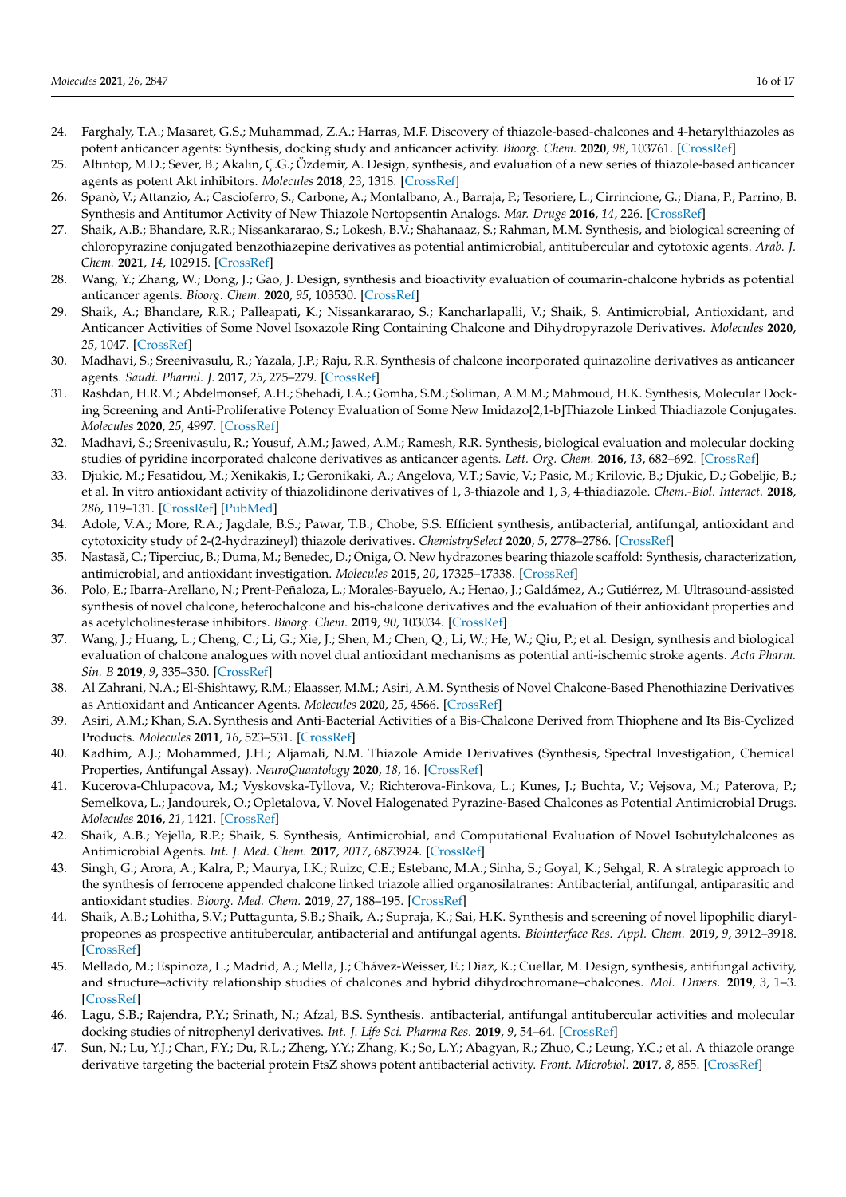24. Farghaly, T.A.; Masaret, G.S.; Muhammad, Z.A.; Harras, M.F. Discovery of thiazole-based-chalcones and 4-hetarylthiazoles as potent anticancer agents: Synthesis, docking study and anticancer activity. *Bioorg. Chem.* **2020**, *98*, 103761. [CrossRef]
25. Altıntop, M.D.; Sever, B.; Akalın, Ç.G.; Özdemir, A. Design, synthesis, and evaluation of a new series of thiazole-based anticancer agents as potent Akt inhibitors. *Molecules* **2018**, *23*, 1318. [CrossRef]
26. Spanò, V.; Attanzio, A.; Cascioferro, S.; Carbone, A.; Montalbano, A.; Barraja, P.; Tesoriere, L.; Cirrincione, G.; Diana, P.; Parrino, B. Synthesis and Antitumor Activity of New Thiazole Nortopsentin Analogs. *Mar. Drugs* **2016**, *14*, 226. [CrossRef]
27. Shaik, A.B.; Bhandare, R.R.; Nissankararao, S.; Lokesh, B.V.; Shahanaaz, S.; Rahman, M.M. Synthesis, and biological screening of chloropyrazine conjugated benzothiazepine derivatives as potential antimicrobial, antitubercular and cytotoxic agents. *Arab. J. Chem.* **2021**, *14*, 102915. [CrossRef]
28. Wang, Y.; Zhang, W.; Dong, J.; Gao, J. Design, synthesis and bioactivity evaluation of coumarin-chalcone hybrids as potential anticancer agents. *Bioorg. Chem.* **2020**, *95*, 103530. [CrossRef]
29. Shaik, A.; Bhandare, R.R.; Palleapati, K.; Nissankararao, S.; Kancharlapalli, V.; Shaik, S. Antimicrobial, Antioxidant, and Anticancer Activities of Some Novel Isoxazole Ring Containing Chalcone and Dihydropyrazole Derivatives. *Molecules* **2020**, *25*, 1047. [CrossRef]
30. Madhavi, S.; Sreenivasulu, R.; Yazala, J.P.; Raju, R.R. Synthesis of chalcone incorporated quinazoline derivatives as anticancer agents. *Saudi. Pharml. J.* **2017**, *25*, 275–279. [CrossRef]
31. Rashdan, H.R.M.; Abdelmonsef, A.H.; Shehadi, I.A.; Gomha, S.M.; Soliman, A.M.M.; Mahmoud, H.K. Synthesis, Molecular Docking Screening and Anti-Proliferative Potency Evaluation of Some New Imidazo[2,1-b]Thiazole Linked Thiadiazole Conjugates. *Molecules* **2020**, *25*, 4997. [CrossRef]
32. Madhavi, S.; Sreenivasulu, R.; Yousuf, A.M.; Jawed, A.M.; Ramesh, R.R. Synthesis, biological evaluation and molecular docking studies of pyridine incorporated chalcone derivatives as anticancer agents. *Lett. Org. Chem.* **2016**, *13*, 682–692. [CrossRef]
33. Djukic, M.; Fesatidou, M.; Xenikakis, I.; Geronikaki, A.; Angelova, V.T.; Savic, V.; Pasic, M.; Krilovic, B.; Djukic, D.; Gobeljic, B.; et al. In vitro antioxidant activity of thiazolidinone derivatives of 1, 3-thiazole and 1, 3, 4-thiadiazole. *Chem.-Biol. Interact.* **2018**, *286*, 119–131. [CrossRef] [PubMed]
34. Adole, V.A.; More, R.A.; Jagdale, B.S.; Pawar, T.B.; Chobe, S.S. Efficient synthesis, antibacterial, antifungal, antioxidant and cytotoxicity study of 2-(2-hydrazineyl) thiazole derivatives. *ChemistrySelect* **2020**, *5*, 2778–2786. [CrossRef]
35. Nastasă, C.; Tiperciuc, B.; Duma, M.; Benedec, D.; Oniga, O. New hydrazones bearing thiazole scaffold: Synthesis, characterization, antimicrobial, and antioxidant investigation. *Molecules* **2015**, *20*, 17325–17338. [CrossRef]
36. Polo, E.; Ibarra-Arellano, N.; Prent-Peñaloza, L.; Morales-Bayuelo, A.; Henao, J.; Galdámez, A.; Gutiérrez, M. Ultrasound-assisted synthesis of novel chalcone, heterochalcone and bis-chalcone derivatives and the evaluation of their antioxidant properties and as acetylcholinesterase inhibitors. *Bioorg. Chem.* **2019**, *90*, 103034. [CrossRef]
37. Wang, J.; Huang, L.; Cheng, C.; Li, G.; Xie, J.; Shen, M.; Chen, Q.; Li, W.; He, W.; Qiu, P.; et al. Design, synthesis and biological evaluation of chalcone analogues with novel dual antioxidant mechanisms as potential anti-ischemic stroke agents. *Acta Pharm. Sin. B* **2019**, *9*, 335–350. [CrossRef]
38. Al Zahrani, N.A.; El-Shishtawy, R.M.; Elaasser, M.M.; Asiri, A.M. Synthesis of Novel Chalcone-Based Phenothiazine Derivatives as Antioxidant and Anticancer Agents. *Molecules* **2020**, *25*, 4566. [CrossRef]
39. Asiri, A.M.; Khan, S.A. Synthesis and Anti-Bacterial Activities of a Bis-Chalcone Derived from Thiophene and Its Bis-Cyclized Products. *Molecules* **2011**, *16*, 523–531. [CrossRef]
40. Kadhim, A.J.; Mohammed, J.H.; Aljamali, N.M. Thiazole Amide Derivatives (Synthesis, Spectral Investigation, Chemical Properties, Antifungal Assay). *NeuroQuantology* **2020**, *18*, 16. [CrossRef]
41. Kucerova-Chlupacova, M.; Vyskovska-Tyllova, V.; Richterova-Finkova, L.; Kunes, J.; Buchta, V.; Vejsova, M.; Paterova, P.; Semelkova, L.; Jandourek, O.; Opletalova, V. Novel Halogenated Pyrazine-Based Chalcones as Potential Antimicrobial Drugs. *Molecules* **2016**, *21*, 1421. [CrossRef]
42. Shaik, A.B.; Yejella, R.P.; Shaik, S. Synthesis, Antimicrobial, and Computational Evaluation of Novel Isobutylchalcones as Antimicrobial Agents. *Int. J. Med. Chem.* **2017**, *2017*, 6873924. [CrossRef]
43. Singh, G.; Arora, A.; Kalra, P.; Maurya, I.K.; Ruizc, C.E.; Estebanc, M.A.; Sinha, S.; Goyal, K.; Sehgal, R. A strategic approach to the synthesis of ferrocene appended chalcone linked triazole allied organosilatranes: Antibacterial, antifungal, antiparasitic and antioxidant studies. *Bioorg. Med. Chem.* **2019**, *27*, 188–195. [CrossRef]
44. Shaik, A.B.; Lohitha, S.V.; Puttagunta, S.B.; Shaik, A.; Supraja, K.; Sai, H.K. Synthesis and screening of novel lipophilic diarylpropeones as prospective antitubercular, antibacterial and antifungal agents. *Biointerface Res. Appl. Chem.* **2019**, *9*, 3912–3918. [CrossRef]
45. Mellado, M.; Espinoza, L.; Madrid, A.; Mella, J.; Chávez-Weisser, E.; Diaz, K.; Cuellar, M. Design, synthesis, antifungal activity, and structure–activity relationship studies of chalcones and hybrid dihydrochromane–chalcones. *Mol. Divers.* **2019**, *3*, 1–3. [CrossRef]
46. Lagu, S.B.; Rajendra, P.Y.; Srinath, N.; Afzal, B.S. Synthesis. antibacterial, antifungal antitubercular activities and molecular docking studies of nitrophenyl derivatives. *Int. J. Life Sci. Pharma Res.* **2019**, *9*, 54–64. [CrossRef]
47. Sun, N.; Lu, Y.J.; Chan, F.Y.; Du, R.L.; Zheng, Y.Y.; Zhang, K.; So, L.Y.; Abagyan, R.; Zhuo, C.; Leung, Y.C.; et al. A thiazole orange derivative targeting the bacterial protein FtsZ shows potent antibacterial activity. *Front. Microbiol.* **2017**, *8*, 855. [CrossRef]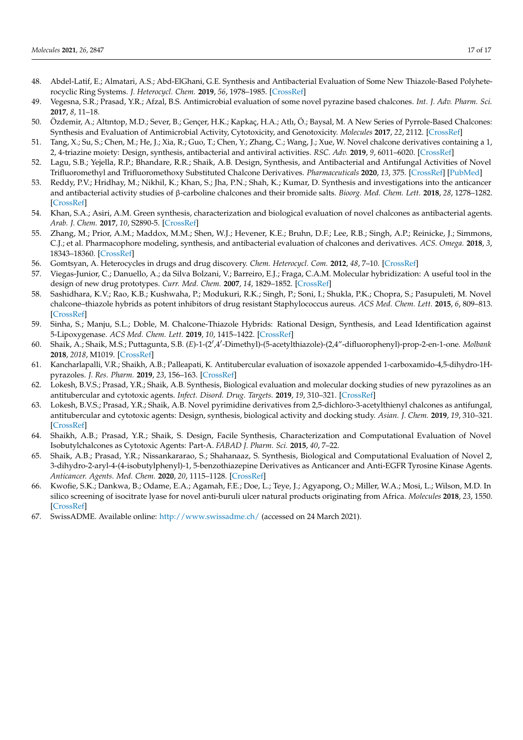48. Abdel-Latif, E.; Almatari, A.S.; Abd-ElGhani, G.E. Synthesis and Antibacterial Evaluation of Some New Thiazole-Based Polyheterocyclic Ring Systems. *J. Heterocycl. Chem.* **2019**, *56*, 1978–1985. [CrossRef]
49. Vegesna, S.R.; Prasad, Y.R.; Afzal, B.S. Antimicrobial evaluation of some novel pyrazine based chalcones. *Int. J. Adv. Pharm. Sci.* **2017**, *8*, 11–18.
50. Özdemir, A.; Altıntop, M.D.; Sever, B.; Gençer, H.K.; Kapkaç, H.A.; Atlı, Ö.; Baysal, M. A New Series of Pyrrole-Based Chalcones: Synthesis and Evaluation of Antimicrobial Activity, Cytotoxicity, and Genotoxicity. *Molecules* **2017**, *22*, 2112. [CrossRef]
51. Tang, X.; Su, S.; Chen, M.; He, J.; Xia, R.; Guo, T.; Chen, Y.; Zhang, C.; Wang, J.; Xue, W. Novel chalcone derivatives containing a 1, 2, 4-triazine moiety: Design, synthesis, antibacterial and antiviral activities. *RSC. Adv.* **2019**, *9*, 6011–6020. [CrossRef]
52. Lagu, S.B.; Yejella, R.P.; Bhandare, R.R.; Shaik, A.B. Design, Synthesis, and Antibacterial and Antifungal Activities of Novel Trifluoromethyl and Trifluoromethoxy Substituted Chalcone Derivatives. *Pharmaceuticals* **2020**, *13*, 375. [CrossRef] [PubMed]
53. Reddy, P.V.; Hridhay, M.; Nikhil, K.; Khan, S.; Jha, P.N.; Shah, K.; Kumar, D. Synthesis and investigations into the anticancer and antibacterial activity studies of β-carboline chalcones and their bromide salts. *Bioorg. Med. Chem. Lett.* **2018**, *28*, 1278–1282. [CrossRef]
54. Khan, S.A.; Asiri, A.M. Green synthesis, characterization and biological evaluation of novel chalcones as antibacterial agents. *Arab. J. Chem.* **2017**, *10*, S2890-5. [CrossRef]
55. Zhang, M.; Prior, A.M.; Maddox, M.M.; Shen, W.J.; Hevener, K.E.; Bruhn, D.F.; Lee, R.B.; Singh, A.P.; Reinicke, J.; Simmons, C.J.; et al. Pharmacophore modeling, synthesis, and antibacterial evaluation of chalcones and derivatives. *ACS. Omega.* **2018**, *3*, 18343–18360. [CrossRef]
56. Gomtsyan, A. Heterocycles in drugs and drug discovery. *Chem. Heterocycl. Com.* **2012**, *48*, 7–10. [CrossRef]
57. Viegas-Junior, C.; Danuello, A.; da Silva Bolzani, V.; Barreiro, E.J.; Fraga, C.A.M. Molecular hybridization: A useful tool in the design of new drug prototypes. *Curr. Med. Chem.* **2007**, *14*, 1829–1852. [CrossRef]
58. Sashidhara, K.V.; Rao, K.B.; Kushwaha, P.; Modukuri, R.K.; Singh, P.; Soni, I.; Shukla, P.K.; Chopra, S.; Pasupuleti, M. Novel chalcone–thiazole hybrids as potent inhibitors of drug resistant Staphylococcus aureus. *ACS Med. Chem. Lett.* **2015**, *6*, 809–813. [CrossRef]
59. Sinha, S.; Manju, S.L.; Doble, M. Chalcone-Thiazole Hybrids: Rational Design, Synthesis, and Lead Identification against 5-Lipoxygenase. *ACS Med. Chem. Lett.* **2019**, *10*, 1415–1422. [CrossRef]
60. Shaik, A.; Shaik, M.S.; Puttagunta, S.B. (*E*)-1-(2′,4′-Dimethyl)-(5-acetylthiazole)-(2,4′′-difluorophenyl)-prop-2-en-1-one. *Molbank* **2018**, *2018*, M1019. [CrossRef]
61. Kancharlapalli, V.R.; Shaikh, A.B.; Palleapati, K. Antitubercular evaluation of isoxazole appended 1-carboxamido-4,5-dihydro-1H-pyrazoles. *J. Res. Pharm.* **2019**, *23*, 156–163. [CrossRef]
62. Lokesh, B.V.S.; Prasad, Y.R.; Shaik, A.B. Synthesis, Biological evaluation and molecular docking studies of new pyrazolines as an antitubercular and cytotoxic agents. *Infect. Disord. Drug. Targets.* **2019**, *19*, 310–321. [CrossRef]
63. Lokesh, B.V.S.; Prasad, Y.R.; Shaik, A.B. Novel pyrimidine derivatives from 2,5-dichloro-3-acetylthienyl chalcones as antifungal, antitubercular and cytotoxic agents: Design, synthesis, biological activity and docking study. *Asian. J. Chem.* **2019**, *19*, 310–321. [CrossRef]
64. Shaikh, A.B.; Prasad, Y.R.; Shaik, S. Design, Facile Synthesis, Characterization and Computational Evaluation of Novel Isobutylchalcones as Cytotoxic Agents: Part-A. *FABAD J. Pharm. Sci.* **2015**, *40*, 7–22.
65. Shaik, A.B.; Prasad, Y.R.; Nissankararao, S.; Shahanaaz, S. Synthesis, Biological and Computational Evaluation of Novel 2, 3-dihydro-2-aryl-4-(4-isobutylphenyl)-1, 5-benzothiazepine Derivatives as Anticancer and Anti-EGFR Tyrosine Kinase Agents. *Anticancer. Agents. Med. Chem.* **2020**, *20*, 1115–1128. [CrossRef]
66. Kwofie, S.K.; Dankwa, B.; Odame, E.A.; Agamah, F.E.; Doe, L.; Teye, J.; Agyapong, O.; Miller, W.A.; Mosi, L.; Wilson, M.D. In silico screening of isocitrate lyase for novel anti-buruli ulcer natural products originating from Africa. *Molecules* **2018**, *23*, 1550. [CrossRef]
67. SwissADME. Available online: http://www.swissadme.ch/ (accessed on 24 March 2021).